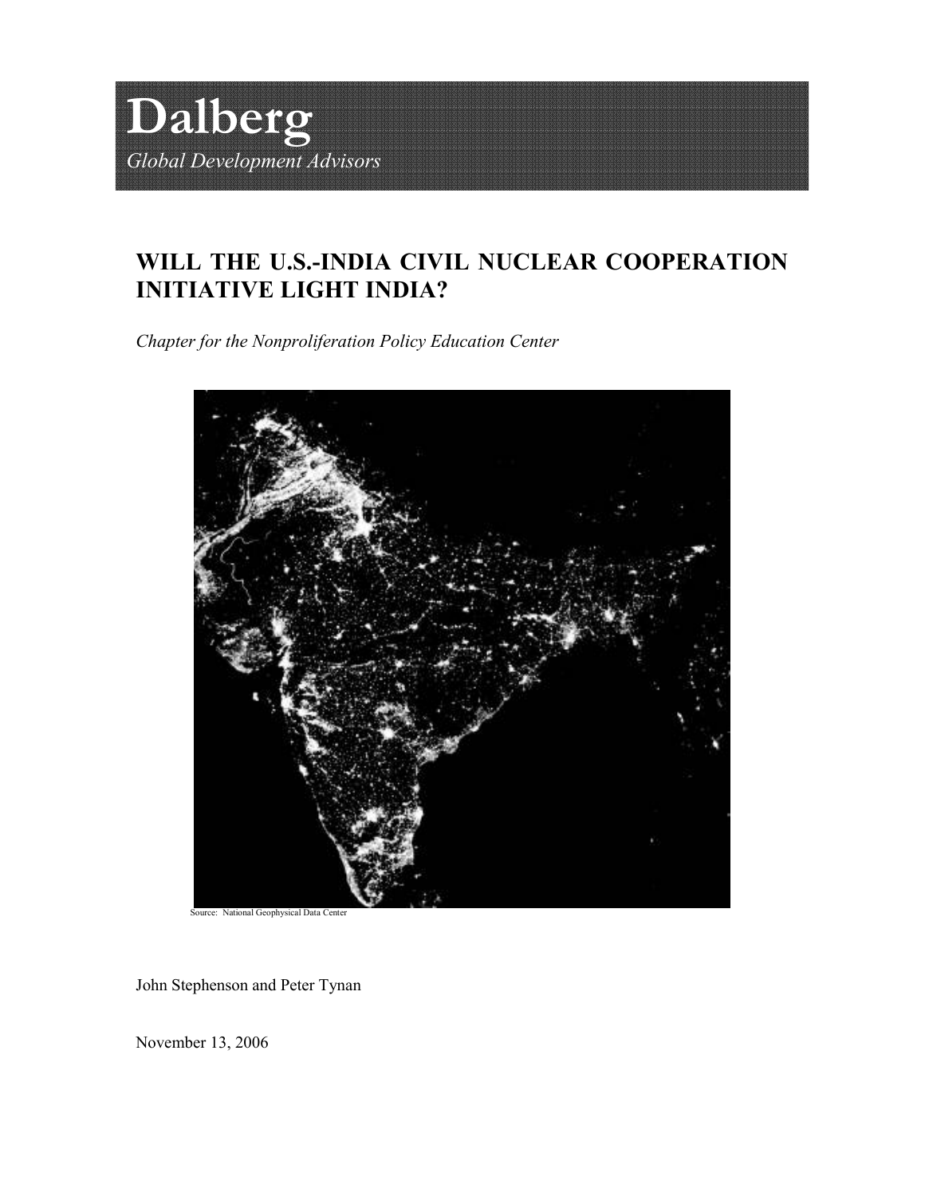Dalberg

*Global Development Advisors*

# WILL THE U.S.-INDIA CIVIL NUCLEAR COOPERATION INITIATIVE LIGHT INDIA?

*Chapter for the Nonproliferation Policy Education Center*

Source: National Geophysical Data Center

John Stephenson and Peter Tynan

November 13, 2006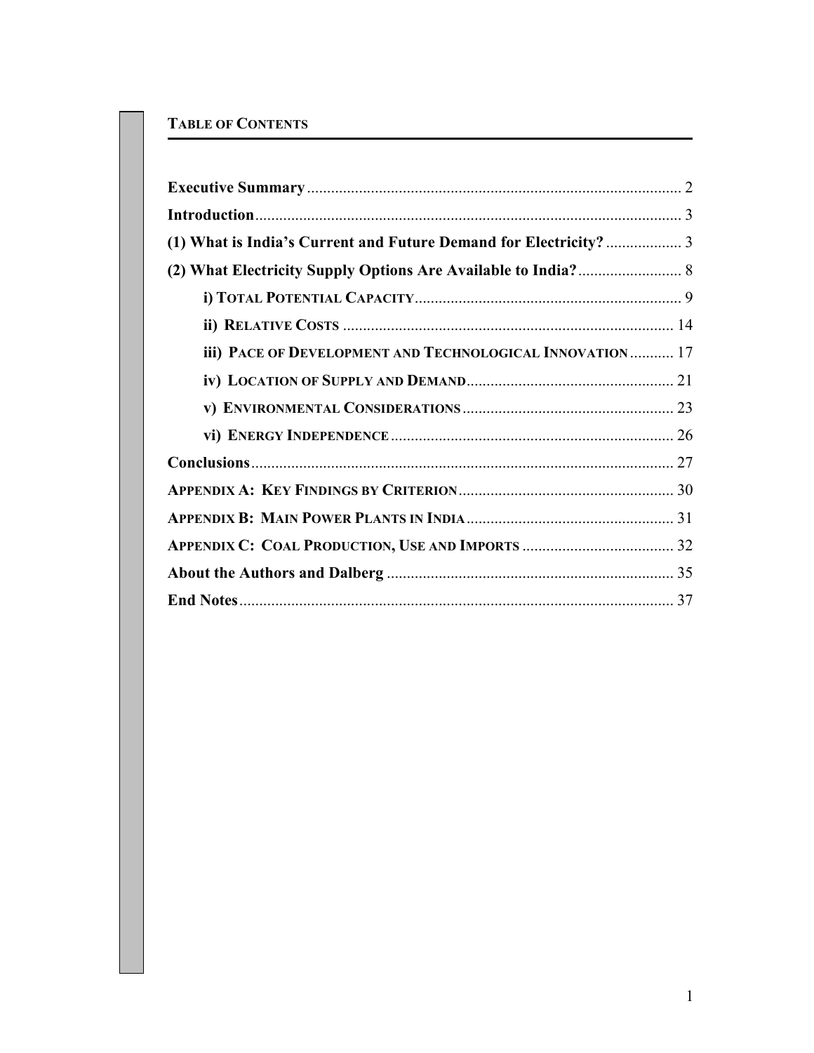## TABLE OF CONTENTS

**Executive Summary** ........................................ 2

**Introduction** ........................................ 3

**(1) What is India's Current and Future Demand for Electricity?** ........................................ 3

**(2) What Electricity Supply Options Are Available to India?** ........................................ 8

- **i) TOTAL POTENTIAL CAPACITY** ........................................ 9
- **ii) RELATIVE COSTS** ........................................ 14
- **iii) PACE OF DEVELOPMENT AND TECHNOLOGICAL INNOVATION** ........................................ 17
- **iv) LOCATION OF SUPPLY AND DEMAND** ........................................ 21
- **v) ENVIRONMENTAL CONSIDERATIONS** ........................................ 23
- **vi) ENERGY INDEPENDENCE** ........................................ 26

**Conclusions** ........................................ 27

**APPENDIX A: KEY FINDINGS BY CRITERION** ........................................ 30

**APPENDIX B: MAIN POWER PLANTS IN INDIA** ........................................ 31

**APPENDIX C: COAL PRODUCTION, USE AND IMPORTS** ........................................ 32

**About the Authors and Dalberg** ........................................ 35

**End Notes** ........................................ 37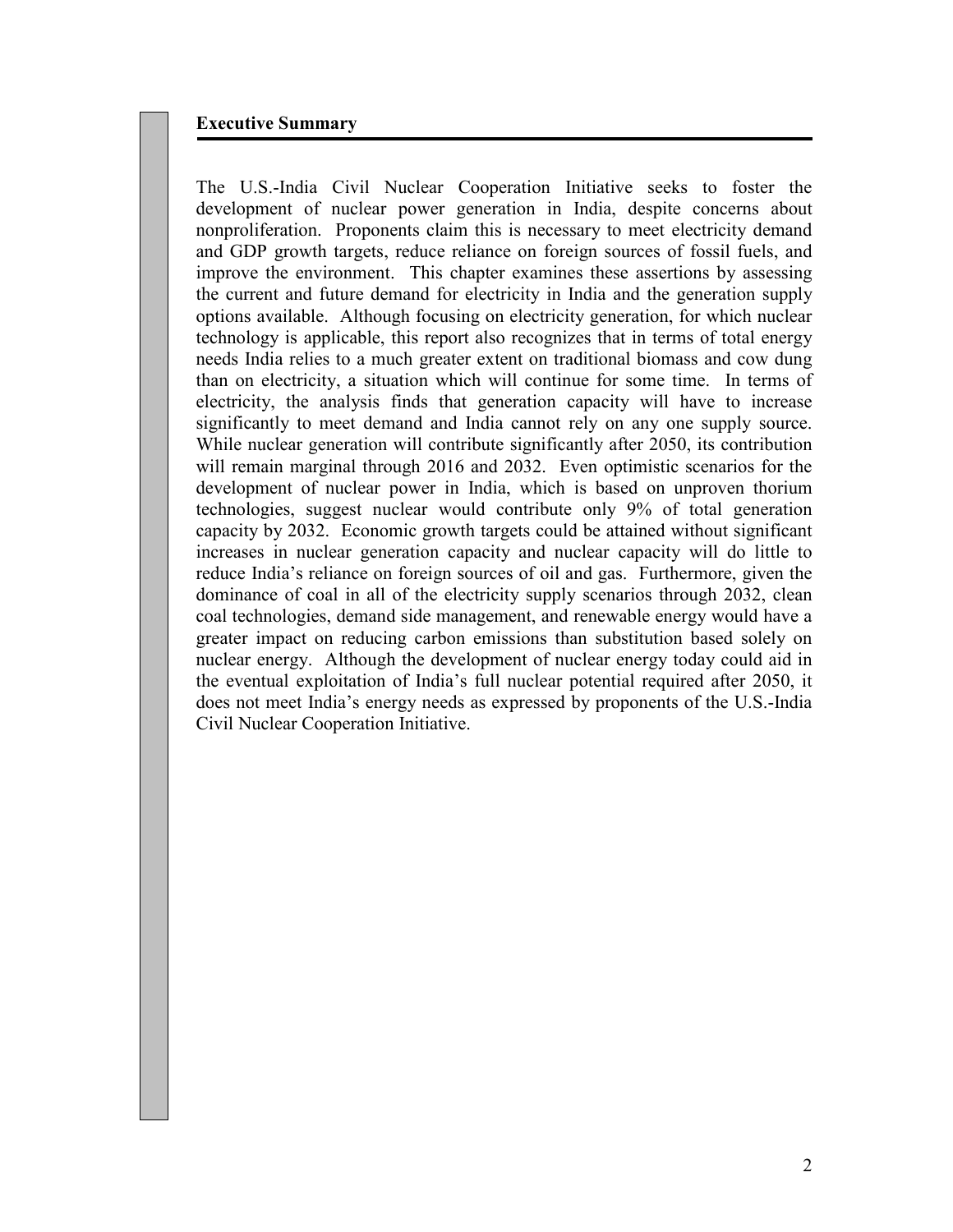## Executive Summary

The U.S.-India Civil Nuclear Cooperation Initiative seeks to foster the development of nuclear power generation in India, despite concerns about nonproliferation. Proponents claim this is necessary to meet electricity demand and GDP growth targets, reduce reliance on foreign sources of fossil fuels, and improve the environment. This chapter examines these assertions by assessing the current and future demand for electricity in India and the generation supply options available. Although focusing on electricity generation, for which nuclear technology is applicable, this report also recognizes that in terms of total energy needs India relies to a much greater extent on traditional biomass and cow dung than on electricity, a situation which will continue for some time. In terms of electricity, the analysis finds that generation capacity will have to increase significantly to meet demand and India cannot rely on any one supply source. While nuclear generation will contribute significantly after 2050, its contribution will remain marginal through 2016 and 2032. Even optimistic scenarios for the development of nuclear power in India, which is based on unproven thorium technologies, suggest nuclear would contribute only 9% of total generation capacity by 2032. Economic growth targets could be attained without significant increases in nuclear generation capacity and nuclear capacity will do little to reduce India's reliance on foreign sources of oil and gas. Furthermore, given the dominance of coal in all of the electricity supply scenarios through 2032, clean coal technologies, demand side management, and renewable energy would have a greater impact on reducing carbon emissions than substitution based solely on nuclear energy. Although the development of nuclear energy today could aid in the eventual exploitation of India's full nuclear potential required after 2050, it does not meet India's energy needs as expressed by proponents of the U.S.-India Civil Nuclear Cooperation Initiative.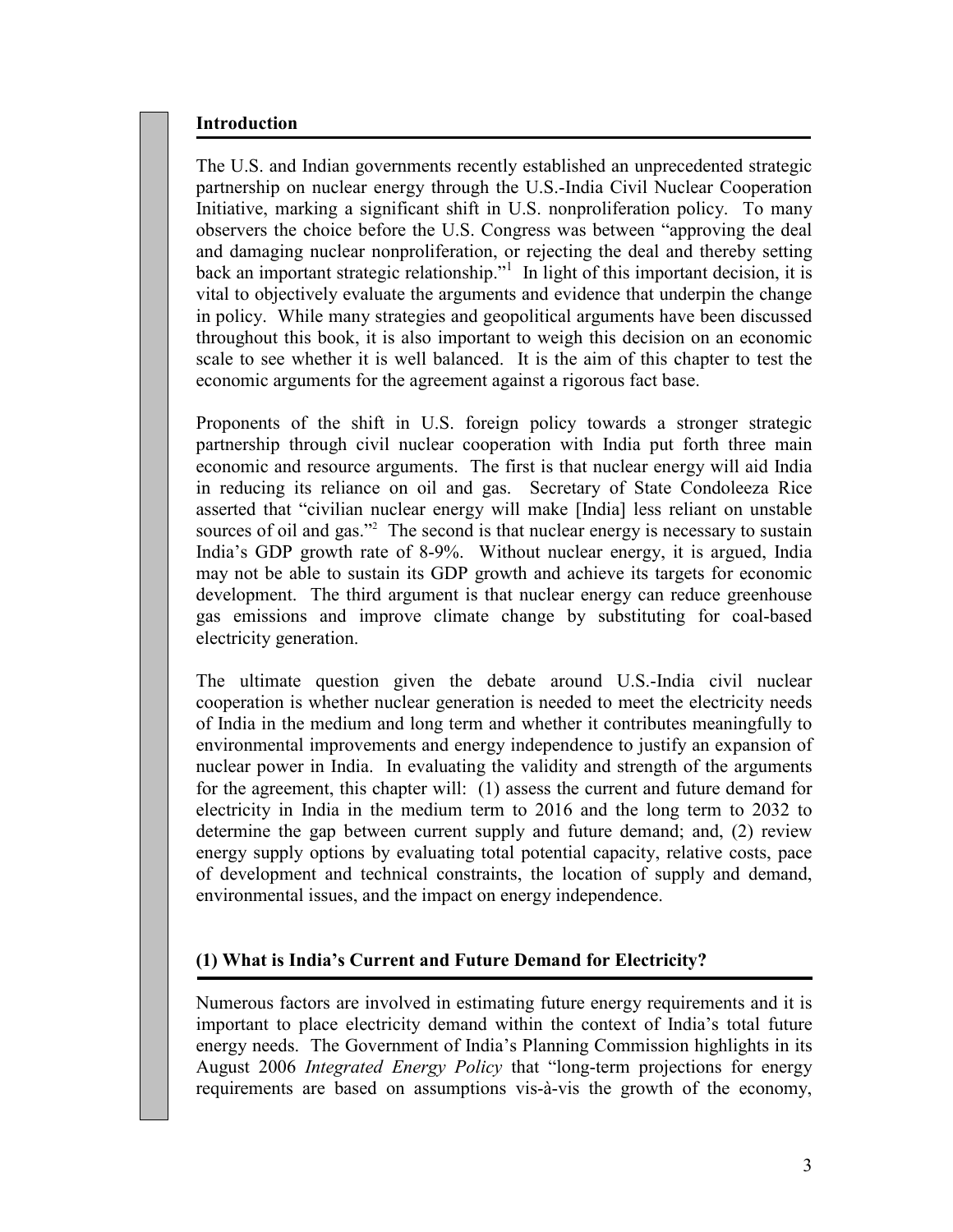## Introduction

The U.S. and Indian governments recently established an unprecedented strategic partnership on nuclear energy through the U.S.-India Civil Nuclear Cooperation Initiative, marking a significant shift in U.S. nonproliferation policy. To many observers the choice before the U.S. Congress was between "approving the deal and damaging nuclear nonproliferation, or rejecting the deal and thereby setting back an important strategic relationship."[1] In light of this important decision, it is vital to objectively evaluate the arguments and evidence that underpin the change in policy. While many strategies and geopolitical arguments have been discussed throughout this book, it is also important to weigh this decision on an economic scale to see whether it is well balanced. It is the aim of this chapter to test the economic arguments for the agreement against a rigorous fact base.

Proponents of the shift in U.S. foreign policy towards a stronger strategic partnership through civil nuclear cooperation with India put forth three main economic and resource arguments. The first is that nuclear energy will aid India in reducing its reliance on oil and gas. Secretary of State Condoleeza Rice asserted that "civilian nuclear energy will make [India] less reliant on unstable sources of oil and gas."[2] The second is that nuclear energy is necessary to sustain India's GDP growth rate of 8-9%. Without nuclear energy, it is argued, India may not be able to sustain its GDP growth and achieve its targets for economic development. The third argument is that nuclear energy can reduce greenhouse gas emissions and improve climate change by substituting for coal-based electricity generation.

The ultimate question given the debate around U.S.-India civil nuclear cooperation is whether nuclear generation is needed to meet the electricity needs of India in the medium and long term and whether it contributes meaningfully to environmental improvements and energy independence to justify an expansion of nuclear power in India. In evaluating the validity and strength of the arguments for the agreement, this chapter will: (1) assess the current and future demand for electricity in India in the medium term to 2016 and the long term to 2032 to determine the gap between current supply and future demand; and, (2) review energy supply options by evaluating total potential capacity, relative costs, pace of development and technical constraints, the location of supply and demand, environmental issues, and the impact on energy independence.

## (1) What is India's Current and Future Demand for Electricity?

Numerous factors are involved in estimating future energy requirements and it is important to place electricity demand within the context of India's total future energy needs. The Government of India's Planning Commission highlights in its August 2006 *Integrated Energy Policy* that "long-term projections for energy requirements are based on assumptions vis-à-vis the growth of the economy,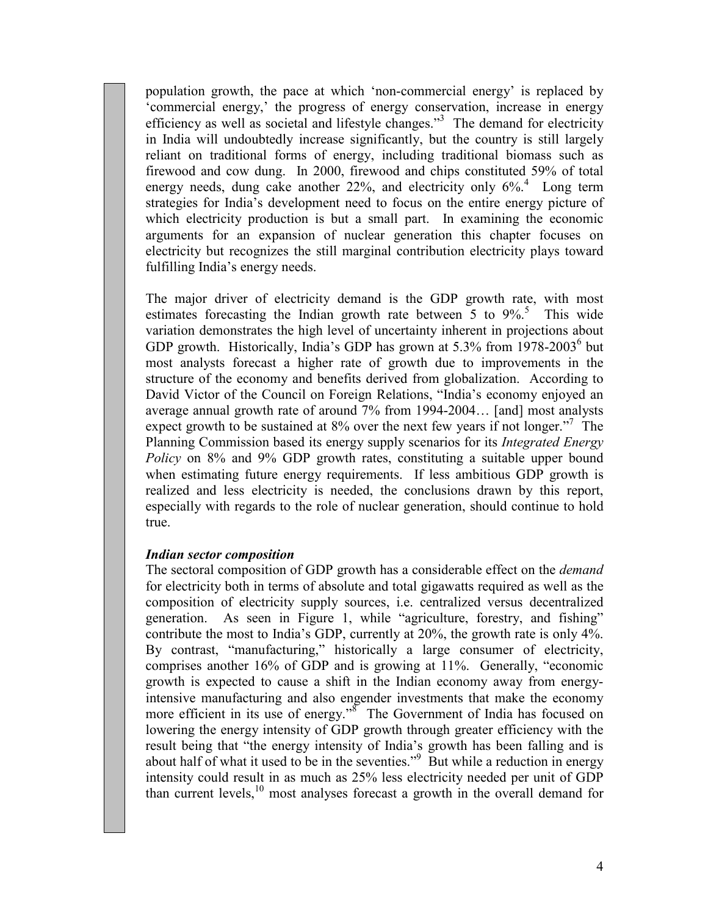population growth, the pace at which 'non-commercial energy' is replaced by 'commercial energy,' the progress of energy conservation, increase in energy efficiency as well as societal and lifestyle changes."[3] The demand for electricity in India will undoubtedly increase significantly, but the country is still largely reliant on traditional forms of energy, including traditional biomass such as firewood and cow dung. In 2000, firewood and chips constituted 59% of total energy needs, dung cake another 22%, and electricity only 6%.[4] Long term strategies for India's development need to focus on the entire energy picture of which electricity production is but a small part. In examining the economic arguments for an expansion of nuclear generation this chapter focuses on electricity but recognizes the still marginal contribution electricity plays toward fulfilling India's energy needs.

The major driver of electricity demand is the GDP growth rate, with most estimates forecasting the Indian growth rate between 5 to 9%.[5] This wide variation demonstrates the high level of uncertainty inherent in projections about GDP growth. Historically, India's GDP has grown at 5.3% from 1978-2003[6] but most analysts forecast a higher rate of growth due to improvements in the structure of the economy and benefits derived from globalization. According to David Victor of the Council on Foreign Relations, "India's economy enjoyed an average annual growth rate of around 7% from 1994-2004… [and] most analysts expect growth to be sustained at 8% over the next few years if not longer."[7] The Planning Commission based its energy supply scenarios for its *Integrated Energy Policy* on 8% and 9% GDP growth rates, constituting a suitable upper bound when estimating future energy requirements. If less ambitious GDP growth is realized and less electricity is needed, the conclusions drawn by this report, especially with regards to the role of nuclear generation, should continue to hold true.

***Indian sector composition***

The sectoral composition of GDP growth has a considerable effect on the *demand* for electricity both in terms of absolute and total gigawatts required as well as the composition of electricity supply sources, i.e. centralized versus decentralized generation. As seen in Figure 1, while "agriculture, forestry, and fishing" contribute the most to India's GDP, currently at 20%, the growth rate is only 4%. By contrast, "manufacturing," historically a large consumer of electricity, comprises another 16% of GDP and is growing at 11%. Generally, "economic growth is expected to cause a shift in the Indian economy away from energy-intensive manufacturing and also engender investments that make the economy more efficient in its use of energy."[8] The Government of India has focused on lowering the energy intensity of GDP growth through greater efficiency with the result being that "the energy intensity of India's growth has been falling and is about half of what it used to be in the seventies."[9] But while a reduction in energy intensity could result in as much as 25% less electricity needed per unit of GDP than current levels,[10] most analyses forecast a growth in the overall demand for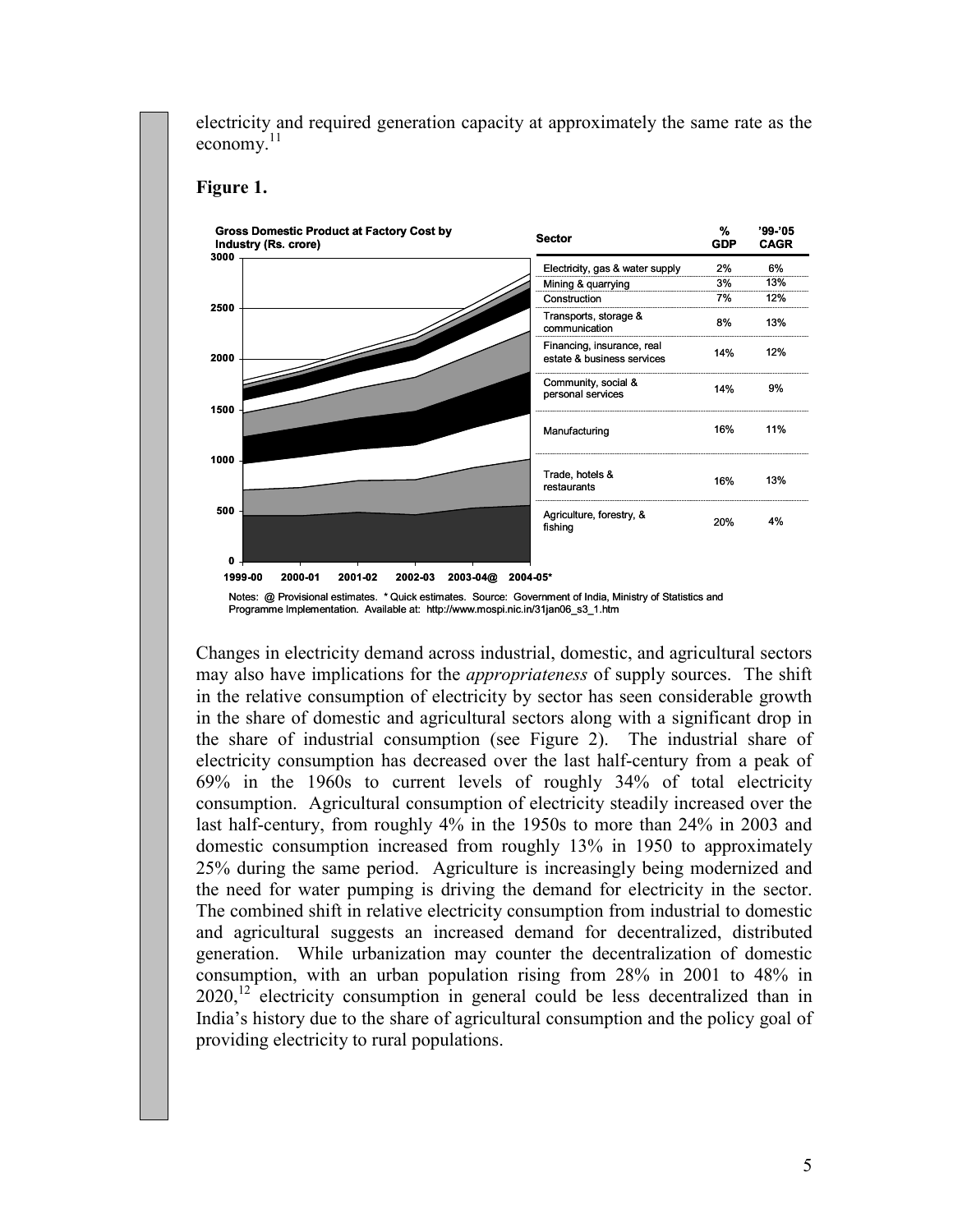electricity and required generation capacity at approximately the same rate as the economy.[11]

**Figure 1.**

**Gross Domestic Product at Factory Cost by Industry (Rs. crore)**

| Sector | % GDP | '99-'05 CAGR |
|---|---|---|
| Electricity, gas & water supply | 2% | 6% |
| Mining & quarrying | 3% | 13% |
| Construction | 7% | 12% |
| Transports, storage & communication | 8% | 13% |
| Financing, insurance, real estate & business services | 14% | 12% |
| Community, social & personal services | 14% | 9% |
| Manufacturing | 16% | 11% |
| Trade, hotels & restaurants | 16% | 13% |
| Agriculture, forestry, & fishing | 20% | 4% |

Notes: @ Provisional estimates. * Quick estimates. Source: Government of India, Ministry of Statistics and Programme Implementation. Available at: http://www.mospi.nic.in/31jan06_s3_1.htm

Changes in electricity demand across industrial, domestic, and agricultural sectors may also have implications for the *appropriateness* of supply sources. The shift in the relative consumption of electricity by sector has seen considerable growth in the share of domestic and agricultural sectors along with a significant drop in the share of industrial consumption (see Figure 2). The industrial share of electricity consumption has decreased over the last half-century from a peak of 69% in the 1960s to current levels of roughly 34% of total electricity consumption. Agricultural consumption of electricity steadily increased over the last half-century, from roughly 4% in the 1950s to more than 24% in 2003 and domestic consumption increased from roughly 13% in 1950 to approximately 25% during the same period. Agriculture is increasingly being modernized and the need for water pumping is driving the demand for electricity in the sector. The combined shift in relative electricity consumption from industrial to domestic and agricultural suggests an increased demand for decentralized, distributed generation. While urbanization may counter the decentralization of domestic consumption, with an urban population rising from 28% in 2001 to 48% in 2020,[12] electricity consumption in general could be less decentralized than in India's history due to the share of agricultural consumption and the policy goal of providing electricity to rural populations.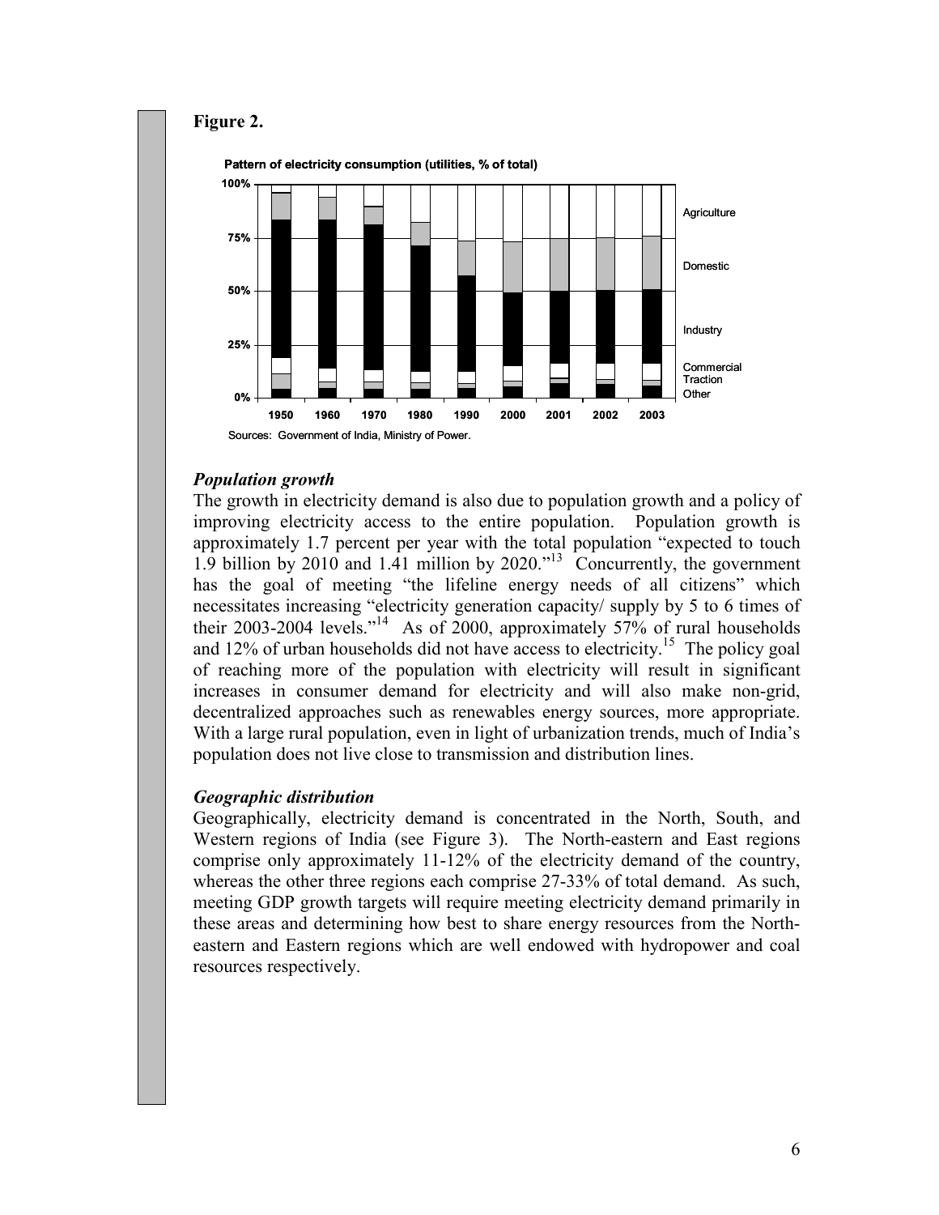**Figure 2.**

Pattern of electricity consumption (utilities, % of total)

Sources: Government of India, Ministry of Power.

### *Population growth*

The growth in electricity demand is also due to population growth and a policy of improving electricity access to the entire population. Population growth is approximately 1.7 percent per year with the total population "expected to touch 1.9 billion by 2010 and 1.41 million by 2020."[13] Concurrently, the government has the goal of meeting "the lifeline energy needs of all citizens" which necessitates increasing "electricity generation capacity/ supply by 5 to 6 times of their 2003-2004 levels."[14] As of 2000, approximately 57% of rural households and 12% of urban households did not have access to electricity.[15] The policy goal of reaching more of the population with electricity will result in significant increases in consumer demand for electricity and will also make non-grid, decentralized approaches such as renewables energy sources, more appropriate. With a large rural population, even in light of urbanization trends, much of India's population does not live close to transmission and distribution lines.

### *Geographic distribution*

Geographically, electricity demand is concentrated in the North, South, and Western regions of India (see Figure 3). The North-eastern and East regions comprise only approximately 11-12% of the electricity demand of the country, whereas the other three regions each comprise 27-33% of total demand. As such, meeting GDP growth targets will require meeting electricity demand primarily in these areas and determining how best to share energy resources from the North-eastern and Eastern regions which are well endowed with hydropower and coal resources respectively.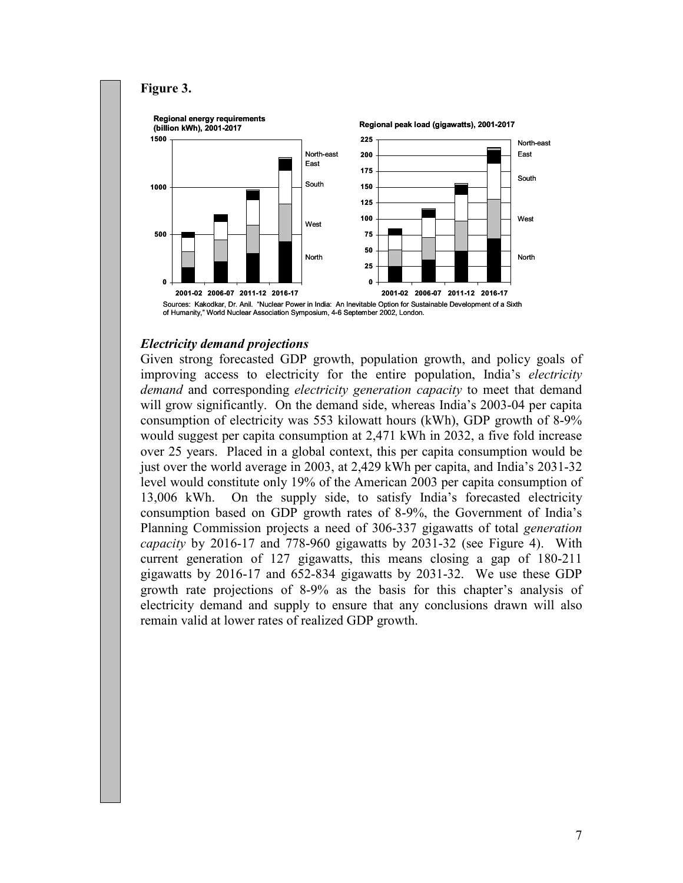**Figure 3.**

Sources: Kakodkar, Dr. Anil. "Nuclear Power in India: An Inevitable Option for Sustainable Development of a Sixth of Humanity," World Nuclear Association Symposium, 4-6 September 2002, London.

### *Electricity demand projections*

Given strong forecasted GDP growth, population growth, and policy goals of improving access to electricity for the entire population, India's *electricity demand* and corresponding *electricity generation capacity* to meet that demand will grow significantly. On the demand side, whereas India's 2003-04 per capita consumption of electricity was 553 kilowatt hours (kWh), GDP growth of 8-9% would suggest per capita consumption at 2,471 kWh in 2032, a five fold increase over 25 years. Placed in a global context, this per capita consumption would be just over the world average in 2003, at 2,429 kWh per capita, and India's 2031-32 level would constitute only 19% of the American 2003 per capita consumption of 13,006 kWh. On the supply side, to satisfy India's forecasted electricity consumption based on GDP growth rates of 8-9%, the Government of India's Planning Commission projects a need of 306-337 gigawatts of total *generation capacity* by 2016-17 and 778-960 gigawatts by 2031-32 (see Figure 4). With current generation of 127 gigawatts, this means closing a gap of 180-211 gigawatts by 2016-17 and 652-834 gigawatts by 2031-32. We use these GDP growth rate projections of 8-9% as the basis for this chapter's analysis of electricity demand and supply to ensure that any conclusions drawn will also remain valid at lower rates of realized GDP growth.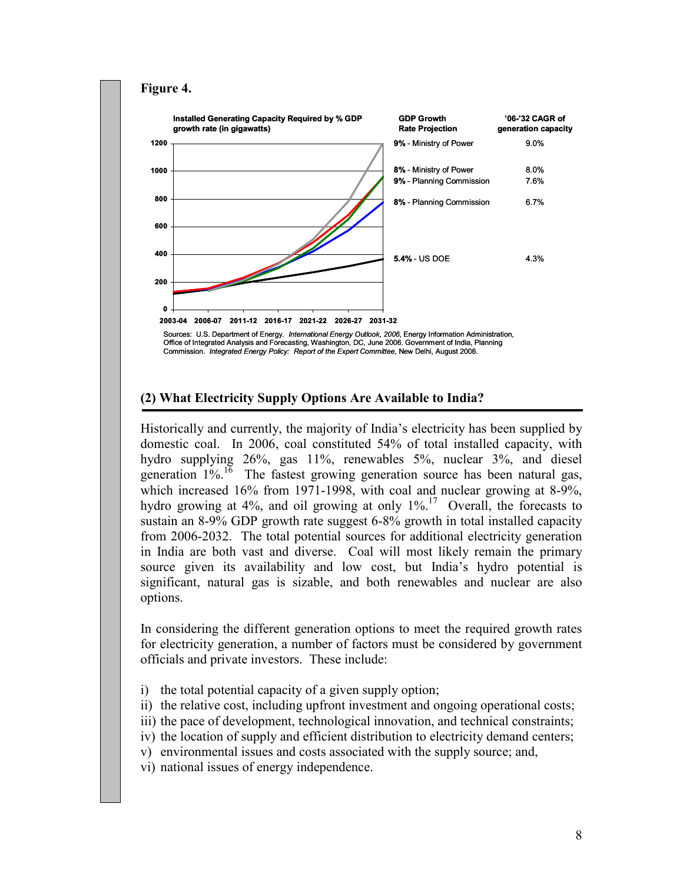**Figure 4.**

**Installed Generating Capacity Required by % GDP growth rate (in gigawatts)**

| GDP Growth Rate Projection | '06-'32 CAGR of generation capacity |
|---|---|
| **9%** - Ministry of Power | 9.0% |
| **8%** - Ministry of Power | 8.0% |
| **9%** - Planning Commission | 7.6% |
| **8%** - Planning Commission | 6.7% |
| **5.4%** - US DOE | 4.3% |

Sources: U.S. Department of Energy. *International Energy Outlook, 2006*, Energy Information Administration, Office of Integrated Analysis and Forecasting, Washington, DC, June 2006. Government of India, Planning Commission. *Integrated Energy Policy: Report of the Expert Committee*, New Delhi, August 2006.

## (2) What Electricity Supply Options Are Available to India?

Historically and currently, the majority of India's electricity has been supplied by domestic coal. In 2006, coal constituted 54% of total installed capacity, with hydro supplying 26%, gas 11%, renewables 5%, nuclear 3%, and diesel generation 1%.[16] The fastest growing generation source has been natural gas, which increased 16% from 1971-1998, with coal and nuclear growing at 8-9%, hydro growing at 4%, and oil growing at only 1%.[17] Overall, the forecasts to sustain an 8-9% GDP growth rate suggest 6-8% growth in total installed capacity from 2006-2032. The total potential sources for additional electricity generation in India are both vast and diverse. Coal will most likely remain the primary source given its availability and low cost, but India's hydro potential is significant, natural gas is sizable, and both renewables and nuclear are also options.

In considering the different generation options to meet the required growth rates for electricity generation, a number of factors must be considered by government officials and private investors. These include:

i) the total potential capacity of a given supply option;
ii) the relative cost, including upfront investment and ongoing operational costs;
iii) the pace of development, technological innovation, and technical constraints;
iv) the location of supply and efficient distribution to electricity demand centers;
v) environmental issues and costs associated with the supply source; and,
vi) national issues of energy independence.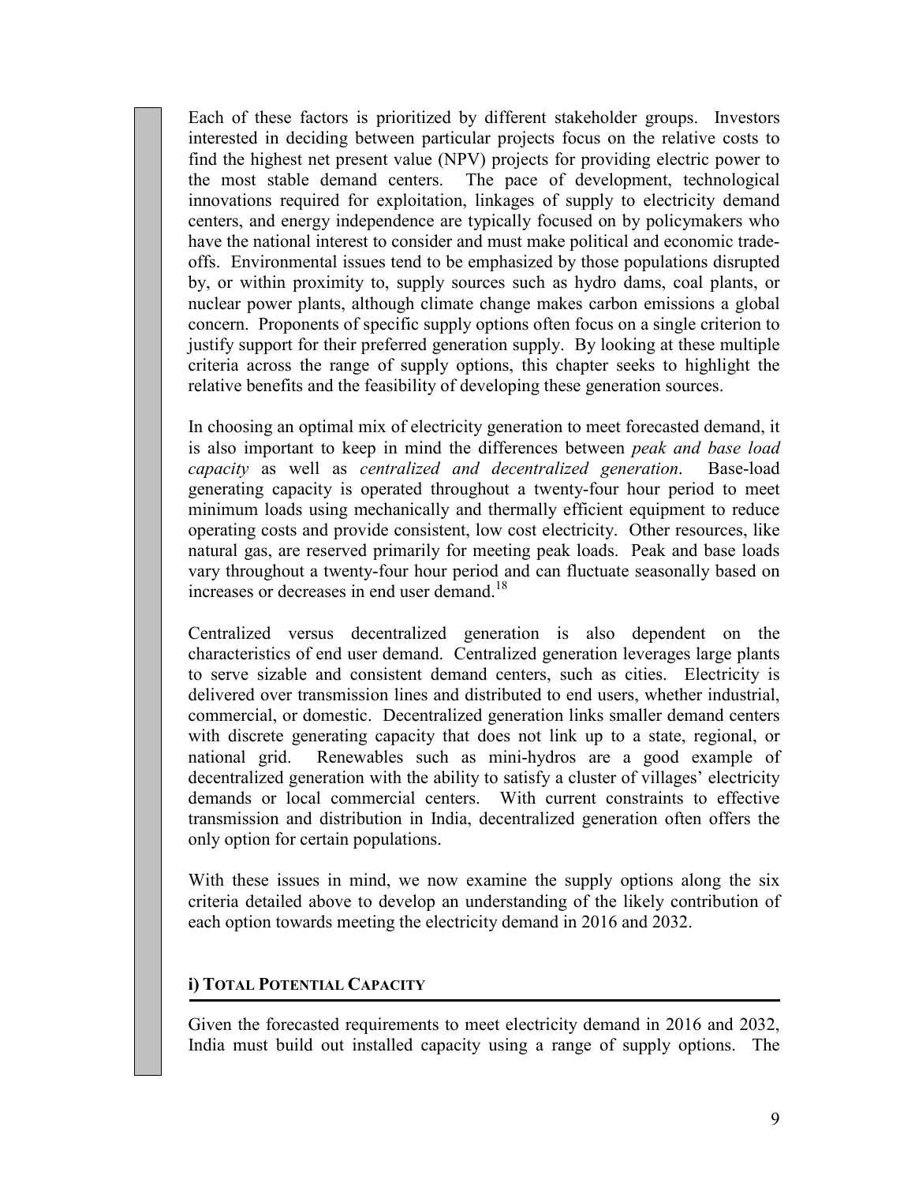Each of these factors is prioritized by different stakeholder groups. Investors interested in deciding between particular projects focus on the relative costs to find the highest net present value (NPV) projects for providing electric power to the most stable demand centers. The pace of development, technological innovations required for exploitation, linkages of supply to electricity demand centers, and energy independence are typically focused on by policymakers who have the national interest to consider and must make political and economic trade-offs. Environmental issues tend to be emphasized by those populations disrupted by, or within proximity to, supply sources such as hydro dams, coal plants, or nuclear power plants, although climate change makes carbon emissions a global concern. Proponents of specific supply options often focus on a single criterion to justify support for their preferred generation supply. By looking at these multiple criteria across the range of supply options, this chapter seeks to highlight the relative benefits and the feasibility of developing these generation sources.

In choosing an optimal mix of electricity generation to meet forecasted demand, it is also important to keep in mind the differences between *peak and base load capacity* as well as *centralized and decentralized generation*. Base-load generating capacity is operated throughout a twenty-four hour period to meet minimum loads using mechanically and thermally efficient equipment to reduce operating costs and provide consistent, low cost electricity. Other resources, like natural gas, are reserved primarily for meeting peak loads. Peak and base loads vary throughout a twenty-four hour period and can fluctuate seasonally based on increases or decreases in end user demand.[18]

Centralized versus decentralized generation is also dependent on the characteristics of end user demand. Centralized generation leverages large plants to serve sizable and consistent demand centers, such as cities. Electricity is delivered over transmission lines and distributed to end users, whether industrial, commercial, or domestic. Decentralized generation links smaller demand centers with discrete generating capacity that does not link up to a state, regional, or national grid. Renewables such as mini-hydros are a good example of decentralized generation with the ability to satisfy a cluster of villages' electricity demands or local commercial centers. With current constraints to effective transmission and distribution in India, decentralized generation often offers the only option for certain populations.

With these issues in mind, we now examine the supply options along the six criteria detailed above to develop an understanding of the likely contribution of each option towards meeting the electricity demand in 2016 and 2032.

## i) TOTAL POTENTIAL CAPACITY

Given the forecasted requirements to meet electricity demand in 2016 and 2032, India must build out installed capacity using a range of supply options. The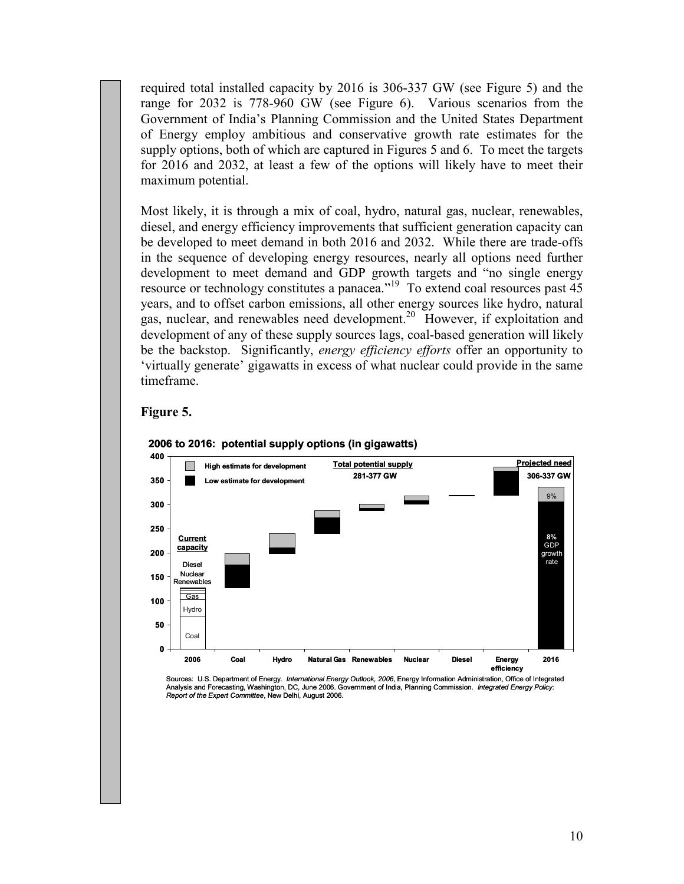required total installed capacity by 2016 is 306-337 GW (see Figure 5) and the range for 2032 is 778-960 GW (see Figure 6). Various scenarios from the Government of India's Planning Commission and the United States Department of Energy employ ambitious and conservative growth rate estimates for the supply options, both of which are captured in Figures 5 and 6. To meet the targets for 2016 and 2032, at least a few of the options will likely have to meet their maximum potential.

Most likely, it is through a mix of coal, hydro, natural gas, nuclear, renewables, diesel, and energy efficiency improvements that sufficient generation capacity can be developed to meet demand in both 2016 and 2032. While there are trade-offs in the sequence of developing energy resources, nearly all options need further development to meet demand and GDP growth targets and "no single energy resource or technology constitutes a panacea."[19] To extend coal resources past 45 years, and to offset carbon emissions, all other energy sources like hydro, natural gas, nuclear, and renewables need development.[20] However, if exploitation and development of any of these supply sources lags, coal-based generation will likely be the backstop. Significantly, *energy efficiency efforts* offer an opportunity to 'virtually generate' gigawatts in excess of what nuclear could provide in the same timeframe.

**Figure 5.**

**2006 to 2016: potential supply options (in gigawatts)**

Sources: U.S. Department of Energy. *International Energy Outlook, 2006*, Energy Information Administration, Office of Integrated Analysis and Forecasting, Washington, DC, June 2006. Government of India, Planning Commission. *Integrated Energy Policy: Report of the Expert Committee*, New Delhi, August 2006.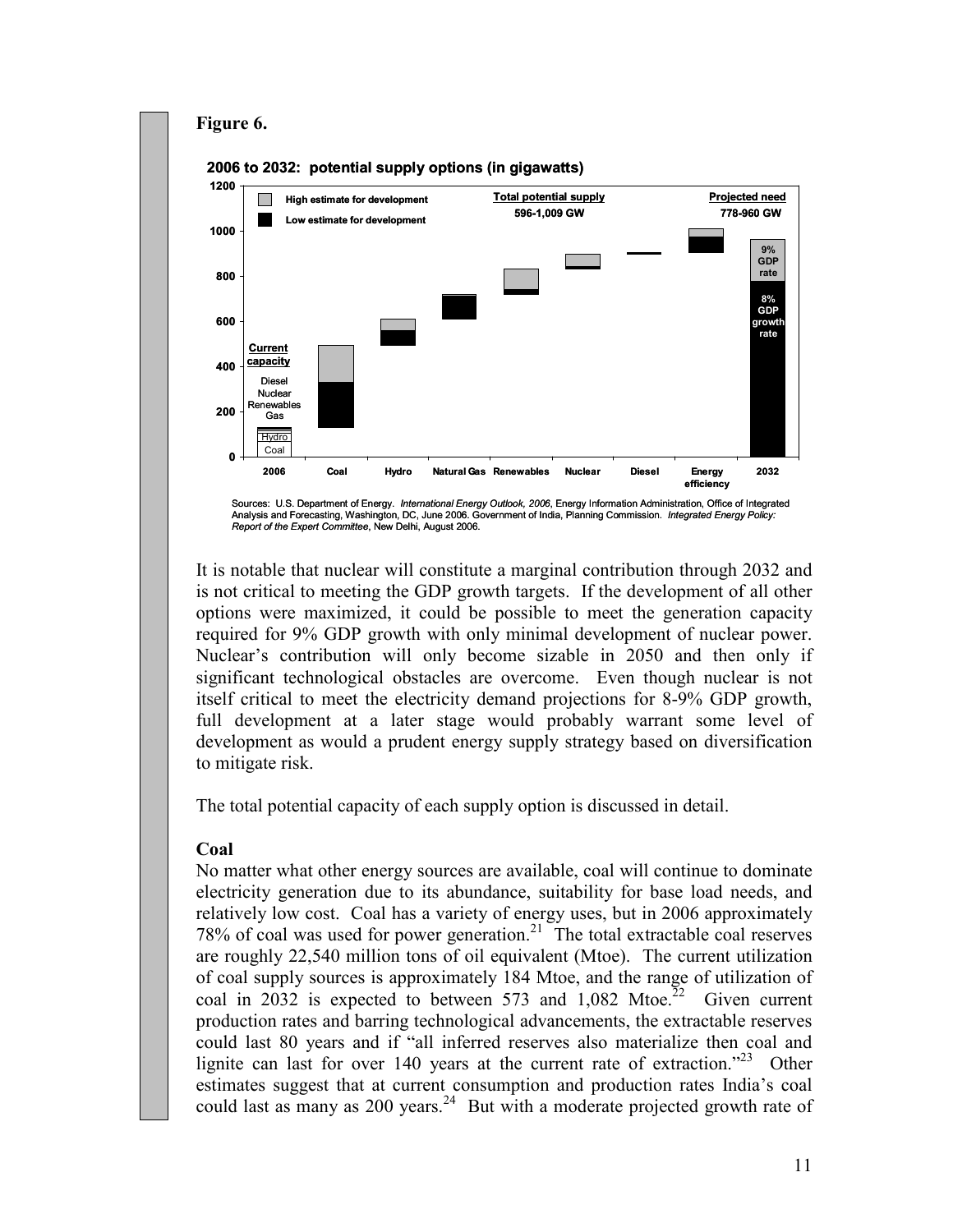**Figure 6.**

**2006 to 2032: potential supply options (in gigawatts)**

Sources: U.S. Department of Energy. *International Energy Outlook, 2006*, Energy Information Administration, Office of Integrated Analysis and Forecasting, Washington, DC, June 2006. Government of India, Planning Commission. *Integrated Energy Policy: Report of the Expert Committee*, New Delhi, August 2006.

It is notable that nuclear will constitute a marginal contribution through 2032 and is not critical to meeting the GDP growth targets. If the development of all other options were maximized, it could be possible to meet the generation capacity required for 9% GDP growth with only minimal development of nuclear power. Nuclear's contribution will only become sizable in 2050 and then only if significant technological obstacles are overcome. Even though nuclear is not itself critical to meet the electricity demand projections for 8-9% GDP growth, full development at a later stage would probably warrant some level of development as would a prudent energy supply strategy based on diversification to mitigate risk.

The total potential capacity of each supply option is discussed in detail.

**Coal**

No matter what other energy sources are available, coal will continue to dominate electricity generation due to its abundance, suitability for base load needs, and relatively low cost. Coal has a variety of energy uses, but in 2006 approximately 78% of coal was used for power generation.[21] The total extractable coal reserves are roughly 22,540 million tons of oil equivalent (Mtoe). The current utilization of coal supply sources is approximately 184 Mtoe, and the range of utilization of coal in 2032 is expected to between 573 and 1,082 Mtoe.[22] Given current production rates and barring technological advancements, the extractable reserves could last 80 years and if "all inferred reserves also materialize then coal and lignite can last for over 140 years at the current rate of extraction."[23] Other estimates suggest that at current consumption and production rates India's coal could last as many as 200 years.[24] But with a moderate projected growth rate of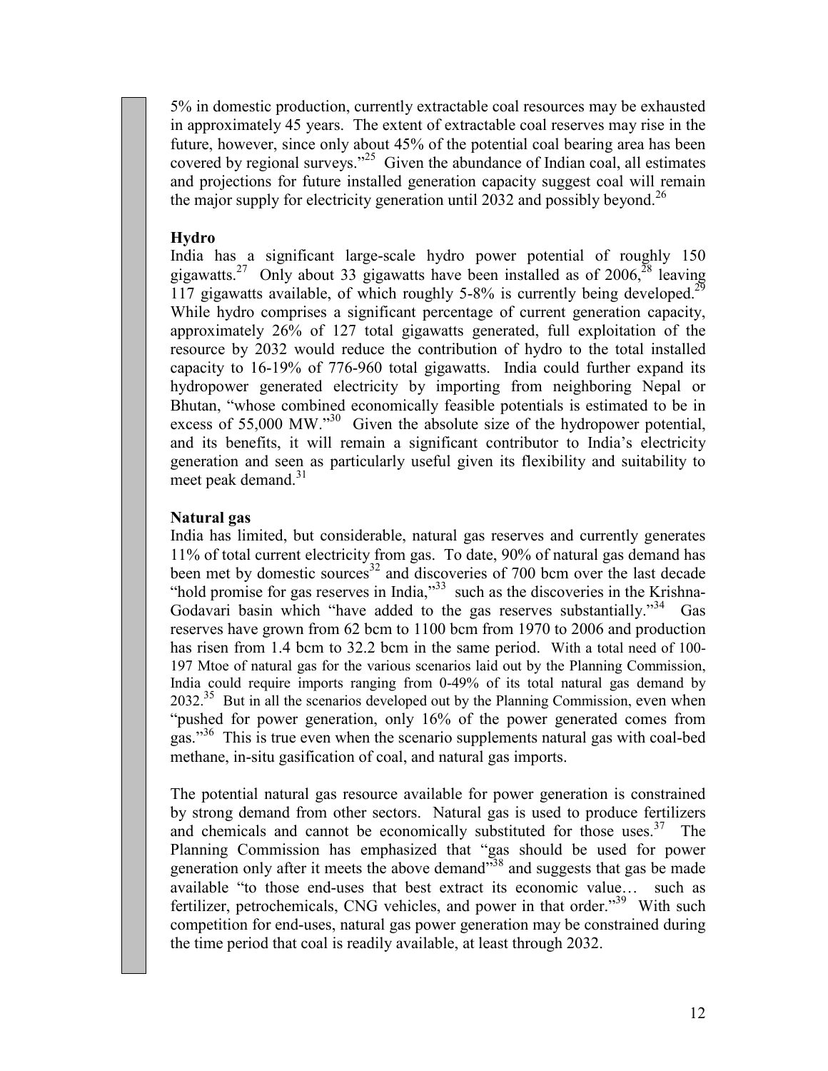5% in domestic production, currently extractable coal resources may be exhausted in approximately 45 years. The extent of extractable coal reserves may rise in the future, however, since only about 45% of the potential coal bearing area has been covered by regional surveys."[25] Given the abundance of Indian coal, all estimates and projections for future installed generation capacity suggest coal will remain the major supply for electricity generation until 2032 and possibly beyond.[26]

**Hydro**

India has a significant large-scale hydro power potential of roughly 150 gigawatts.[27] Only about 33 gigawatts have been installed as of 2006,[28] leaving 117 gigawatts available, of which roughly 5-8% is currently being developed.[29] While hydro comprises a significant percentage of current generation capacity, approximately 26% of 127 total gigawatts generated, full exploitation of the resource by 2032 would reduce the contribution of hydro to the total installed capacity to 16-19% of 776-960 total gigawatts. India could further expand its hydropower generated electricity by importing from neighboring Nepal or Bhutan, "whose combined economically feasible potentials is estimated to be in excess of 55,000 MW."[30] Given the absolute size of the hydropower potential, and its benefits, it will remain a significant contributor to India's electricity generation and seen as particularly useful given its flexibility and suitability to meet peak demand.[31]

**Natural gas**

India has limited, but considerable, natural gas reserves and currently generates 11% of total current electricity from gas. To date, 90% of natural gas demand has been met by domestic sources[32] and discoveries of 700 bcm over the last decade "hold promise for gas reserves in India,"[33] such as the discoveries in the Krishna-Godavari basin which "have added to the gas reserves substantially."[34] Gas reserves have grown from 62 bcm to 1100 bcm from 1970 to 2006 and production has risen from 1.4 bcm to 32.2 bcm in the same period. With a total need of 100-197 Mtoe of natural gas for the various scenarios laid out by the Planning Commission, India could require imports ranging from 0-49% of its total natural gas demand by 2032.[35] But in all the scenarios developed out by the Planning Commission, even when "pushed for power generation, only 16% of the power generated comes from gas."[36] This is true even when the scenario supplements natural gas with coal-bed methane, in-situ gasification of coal, and natural gas imports.

The potential natural gas resource available for power generation is constrained by strong demand from other sectors. Natural gas is used to produce fertilizers and chemicals and cannot be economically substituted for those uses.[37] The Planning Commission has emphasized that "gas should be used for power generation only after it meets the above demand"[38] and suggests that gas be made available "to those end-uses that best extract its economic value… such as fertilizer, petrochemicals, CNG vehicles, and power in that order."[39] With such competition for end-uses, natural gas power generation may be constrained during the time period that coal is readily available, at least through 2032.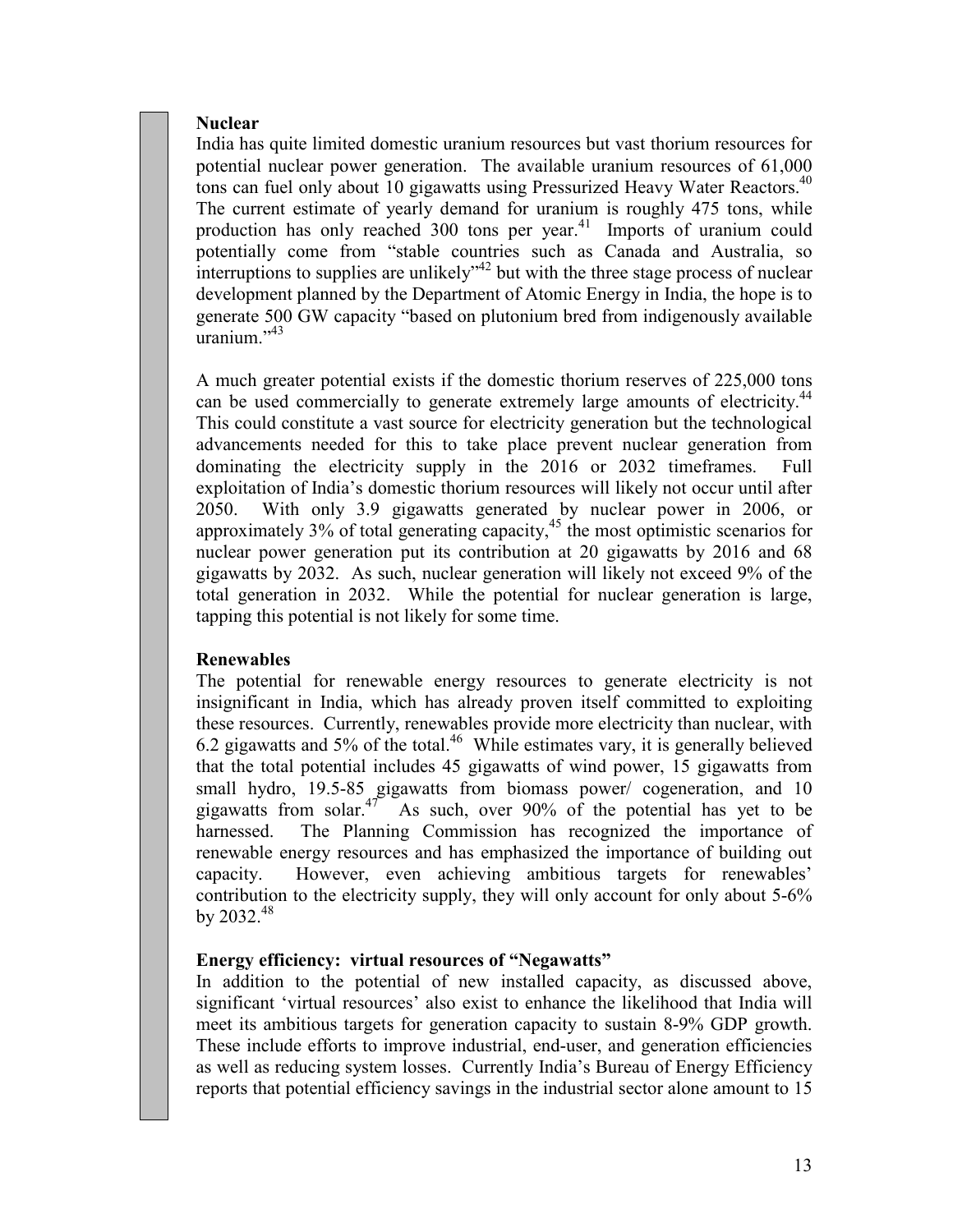**Nuclear**

India has quite limited domestic uranium resources but vast thorium resources for potential nuclear power generation. The available uranium resources of 61,000 tons can fuel only about 10 gigawatts using Pressurized Heavy Water Reactors.[40] The current estimate of yearly demand for uranium is roughly 475 tons, while production has only reached 300 tons per year.[41] Imports of uranium could potentially come from "stable countries such as Canada and Australia, so interruptions to supplies are unlikely"[42] but with the three stage process of nuclear development planned by the Department of Atomic Energy in India, the hope is to generate 500 GW capacity "based on plutonium bred from indigenously available uranium."[43]

A much greater potential exists if the domestic thorium reserves of 225,000 tons can be used commercially to generate extremely large amounts of electricity.[44] This could constitute a vast source for electricity generation but the technological advancements needed for this to take place prevent nuclear generation from dominating the electricity supply in the 2016 or 2032 timeframes. Full exploitation of India's domestic thorium resources will likely not occur until after 2050. With only 3.9 gigawatts generated by nuclear power in 2006, or approximately 3% of total generating capacity,[45] the most optimistic scenarios for nuclear power generation put its contribution at 20 gigawatts by 2016 and 68 gigawatts by 2032. As such, nuclear generation will likely not exceed 9% of the total generation in 2032. While the potential for nuclear generation is large, tapping this potential is not likely for some time.

**Renewables**

The potential for renewable energy resources to generate electricity is not insignificant in India, which has already proven itself committed to exploiting these resources. Currently, renewables provide more electricity than nuclear, with 6.2 gigawatts and 5% of the total.[46] While estimates vary, it is generally believed that the total potential includes 45 gigawatts of wind power, 15 gigawatts from small hydro, 19.5-85 gigawatts from biomass power/ cogeneration, and 10 gigawatts from solar.[47] As such, over 90% of the potential has yet to be harnessed. The Planning Commission has recognized the importance of renewable energy resources and has emphasized the importance of building out capacity. However, even achieving ambitious targets for renewables' contribution to the electricity supply, they will only account for only about 5-6% by 2032.[48]

**Energy efficiency: virtual resources of "Negawatts"**

In addition to the potential of new installed capacity, as discussed above, significant 'virtual resources' also exist to enhance the likelihood that India will meet its ambitious targets for generation capacity to sustain 8-9% GDP growth. These include efforts to improve industrial, end-user, and generation efficiencies as well as reducing system losses. Currently India's Bureau of Energy Efficiency reports that potential efficiency savings in the industrial sector alone amount to 15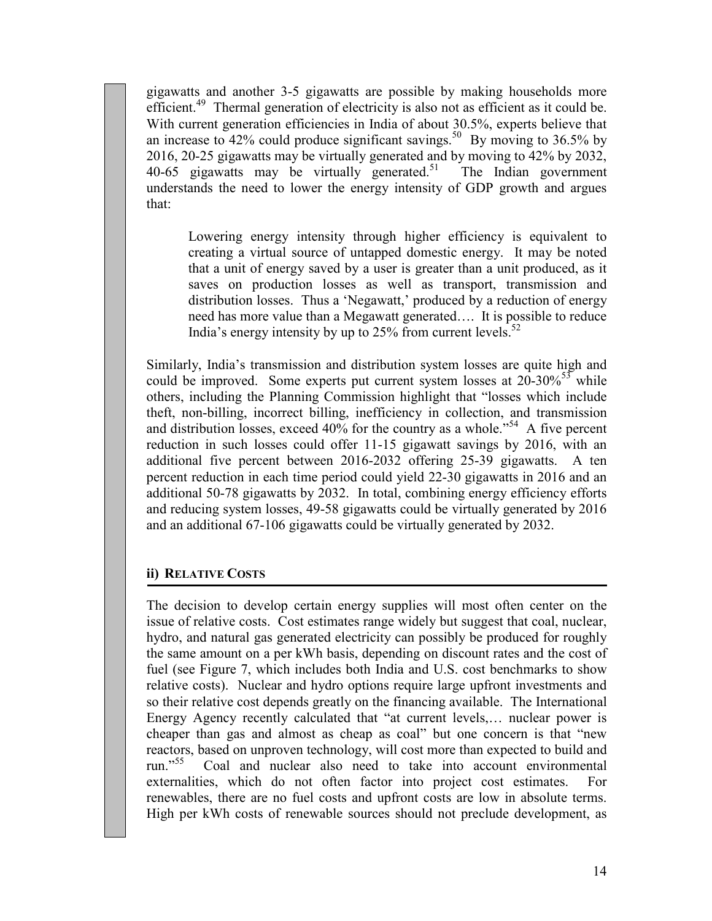gigawatts and another 3-5 gigawatts are possible by making households more efficient.[49] Thermal generation of electricity is also not as efficient as it could be. With current generation efficiencies in India of about 30.5%, experts believe that an increase to 42% could produce significant savings.[50] By moving to 36.5% by 2016, 20-25 gigawatts may be virtually generated and by moving to 42% by 2032, 40-65 gigawatts may be virtually generated.[51] The Indian government understands the need to lower the energy intensity of GDP growth and argues that:

> Lowering energy intensity through higher efficiency is equivalent to creating a virtual source of untapped domestic energy. It may be noted that a unit of energy saved by a user is greater than a unit produced, as it saves on production losses as well as transport, transmission and distribution losses. Thus a 'Negawatt,' produced by a reduction of energy need has more value than a Megawatt generated…. It is possible to reduce India's energy intensity by up to 25% from current levels.[52]

Similarly, India's transmission and distribution system losses are quite high and could be improved. Some experts put current system losses at 20-30%[53] while others, including the Planning Commission highlight that "losses which include theft, non-billing, incorrect billing, inefficiency in collection, and transmission and distribution losses, exceed 40% for the country as a whole."[54] A five percent reduction in such losses could offer 11-15 gigawatt savings by 2016, with an additional five percent between 2016-2032 offering 25-39 gigawatts. A ten percent reduction in each time period could yield 22-30 gigawatts in 2016 and an additional 50-78 gigawatts by 2032. In total, combining energy efficiency efforts and reducing system losses, 49-58 gigawatts could be virtually generated by 2016 and an additional 67-106 gigawatts could be virtually generated by 2032.

### ii) Relative Costs

The decision to develop certain energy supplies will most often center on the issue of relative costs. Cost estimates range widely but suggest that coal, nuclear, hydro, and natural gas generated electricity can possibly be produced for roughly the same amount on a per kWh basis, depending on discount rates and the cost of fuel (see Figure 7, which includes both India and U.S. cost benchmarks to show relative costs). Nuclear and hydro options require large upfront investments and so their relative cost depends greatly on the financing available. The International Energy Agency recently calculated that "at current levels,… nuclear power is cheaper than gas and almost as cheap as coal" but one concern is that "new reactors, based on unproven technology, will cost more than expected to build and run."[55] Coal and nuclear also need to take into account environmental externalities, which do not often factor into project cost estimates. For renewables, there are no fuel costs and upfront costs are low in absolute terms. High per kWh costs of renewable sources should not preclude development, as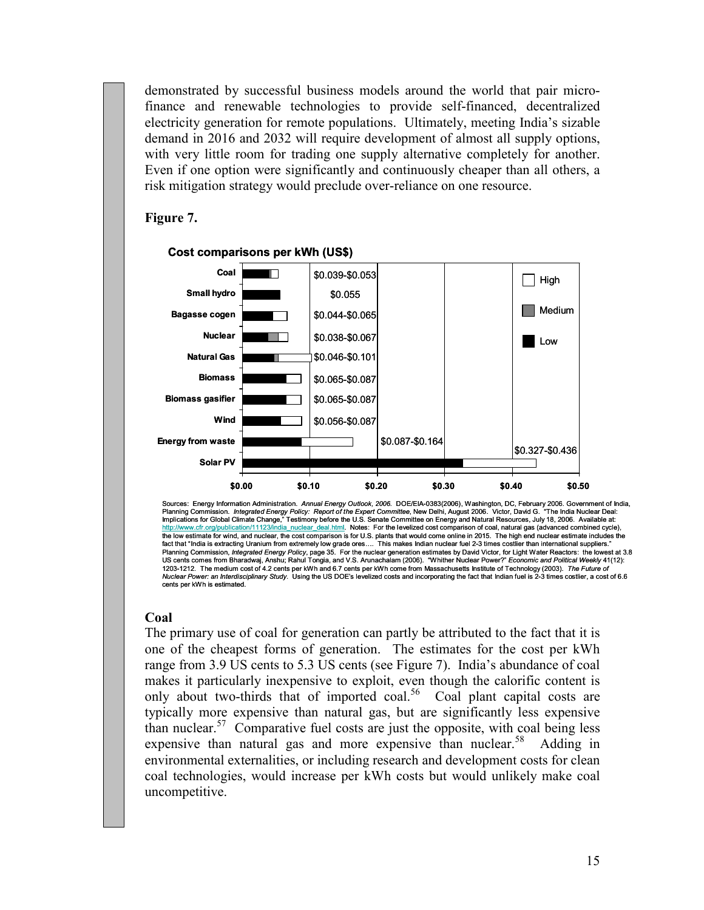demonstrated by successful business models around the world that pair micro-finance and renewable technologies to provide self-financed, decentralized electricity generation for remote populations. Ultimately, meeting India's sizable demand in 2016 and 2032 will require development of almost all supply options, with very little room for trading one supply alternative completely for another. Even if one option were significantly and continuously cheaper than all others, a risk mitigation strategy would preclude over-reliance on one resource.

**Figure 7.**

**Cost comparisons per kWh (US$)**

| Source | Cost range |
|---|---|
| Coal | $0.039-$0.053 |
| Small hydro | $0.055 |
| Bagasse cogen | $0.044-$0.065 |
| Nuclear | $0.038-$0.067 |
| Natural Gas | $0.046-$0.101 |
| Biomass | $0.065-$0.087 |
| Biomass gasifier | $0.065-$0.087 |
| Wind | $0.056-$0.087 |
| Energy from waste | $0.087-$0.164 |
| Solar PV | $0.327-$0.436 |

Sources: Energy Information Administration. *Annual Energy Outlook, 2006.* DOE/EIA-0383(2006), Washington, DC, February 2006. Government of India, Planning Commission. *Integrated Energy Policy: Report of the Expert Committee*, New Delhi, August 2006. Victor, David G. "The India Nuclear Deal: Implications for Global Climate Change," Testimony before the U.S. Senate Committee on Energy and Natural Resources, July 18, 2006. Available at: http://www.cfr.org/publication/11123/india_nuclear_deal.html. Notes: For the levelized cost comparison of coal, natural gas (advanced combined cycle), the low estimate for wind, and nuclear, the cost comparison is for U.S. plants that would come online in 2015. The high end nuclear estimate includes the fact that "India is extracting Uranium from extremely low grade ores.... This makes Indian nuclear fuel 2-3 times costlier than international suppliers." Planning Commission, *Integrated Energy Policy*, page 35. For the nuclear generation estimates by David Victor, for Light Water Reactors: the lowest at 3.8 US cents comes from Bharadwaj, Anshu; Rahul Tongia, and V.S. Arunachalam (2006). "Whither Nuclear Power?" *Economic and Political Weekly* 41(12): 1203-1212. The medium cost of 4.2 cents per kWh and 6.7 cents per kWh come from Massachusetts Institute of Technology (2003). *The Future of Nuclear Power: an Interdisciplinary Study.* Using the US DOE's levelized costs and incorporating the fact that Indian fuel is 2-3 times costlier, a cost of 6.6 cents per kWh is estimated.

## Coal

The primary use of coal for generation can partly be attributed to the fact that it is one of the cheapest forms of generation. The estimates for the cost per kWh range from 3.9 US cents to 5.3 US cents (see Figure 7). India's abundance of coal makes it particularly inexpensive to exploit, even though the calorific content is only about two-thirds that of imported coal.[56] Coal plant capital costs are typically more expensive than natural gas, but are significantly less expensive than nuclear.[57] Comparative fuel costs are just the opposite, with coal being less expensive than natural gas and more expensive than nuclear.[58] Adding in environmental externalities, or including research and development costs for clean coal technologies, would increase per kWh costs but would unlikely make coal uncompetitive.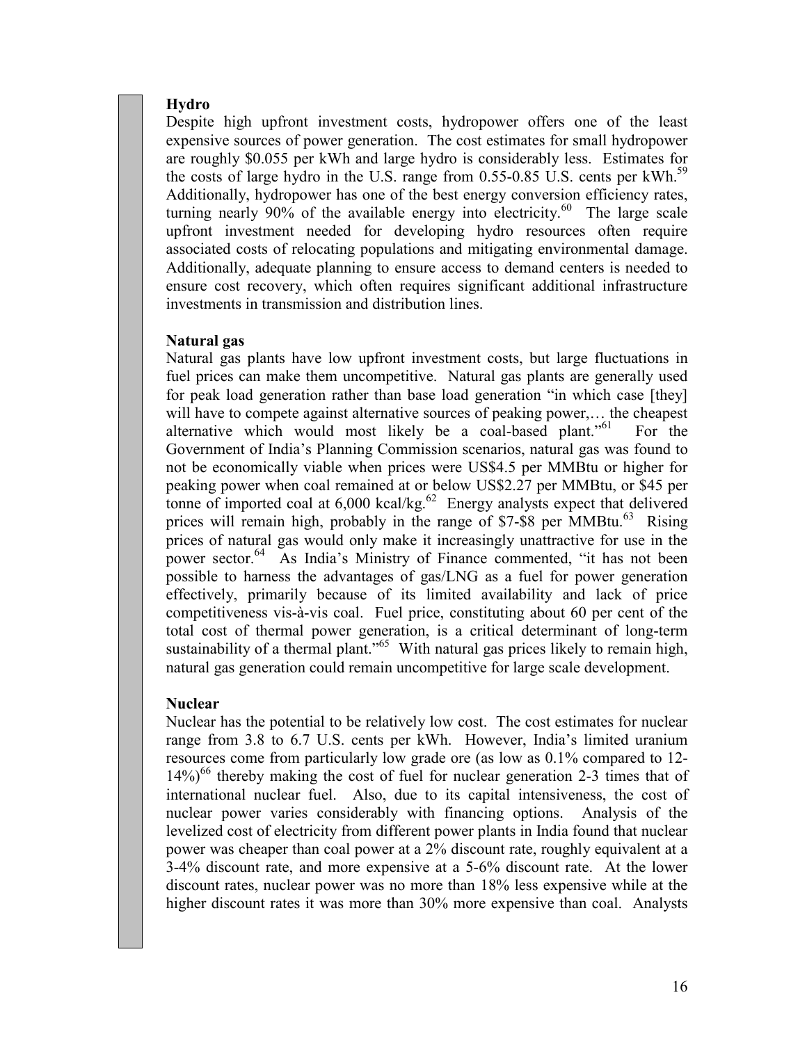**Hydro**

Despite high upfront investment costs, hydropower offers one of the least expensive sources of power generation. The cost estimates for small hydropower are roughly \$0.055 per kWh and large hydro is considerably less. Estimates for the costs of large hydro in the U.S. range from 0.55-0.85 U.S. cents per kWh.[59] Additionally, hydropower has one of the best energy conversion efficiency rates, turning nearly 90% of the available energy into electricity.[60] The large scale upfront investment needed for developing hydro resources often require associated costs of relocating populations and mitigating environmental damage. Additionally, adequate planning to ensure access to demand centers is needed to ensure cost recovery, which often requires significant additional infrastructure investments in transmission and distribution lines.

**Natural gas**

Natural gas plants have low upfront investment costs, but large fluctuations in fuel prices can make them uncompetitive. Natural gas plants are generally used for peak load generation rather than base load generation "in which case [they] will have to compete against alternative sources of peaking power,… the cheapest alternative which would most likely be a coal-based plant."[61] For the Government of India's Planning Commission scenarios, natural gas was found to not be economically viable when prices were US\$4.5 per MMBtu or higher for peaking power when coal remained at or below US\$2.27 per MMBtu, or \$45 per tonne of imported coal at 6,000 kcal/kg.[62] Energy analysts expect that delivered prices will remain high, probably in the range of \$7-\$8 per MMBtu.[63] Rising prices of natural gas would only make it increasingly unattractive for use in the power sector.[64] As India's Ministry of Finance commented, "it has not been possible to harness the advantages of gas/LNG as a fuel for power generation effectively, primarily because of its limited availability and lack of price competitiveness vis-à-vis coal. Fuel price, constituting about 60 per cent of the total cost of thermal power generation, is a critical determinant of long-term sustainability of a thermal plant."[65] With natural gas prices likely to remain high, natural gas generation could remain uncompetitive for large scale development.

**Nuclear**

Nuclear has the potential to be relatively low cost. The cost estimates for nuclear range from 3.8 to 6.7 U.S. cents per kWh. However, India's limited uranium resources come from particularly low grade ore (as low as 0.1% compared to 12-14%)[66] thereby making the cost of fuel for nuclear generation 2-3 times that of international nuclear fuel. Also, due to its capital intensiveness, the cost of nuclear power varies considerably with financing options. Analysis of the levelized cost of electricity from different power plants in India found that nuclear power was cheaper than coal power at a 2% discount rate, roughly equivalent at a 3-4% discount rate, and more expensive at a 5-6% discount rate. At the lower discount rates, nuclear power was no more than 18% less expensive while at the higher discount rates it was more than 30% more expensive than coal. Analysts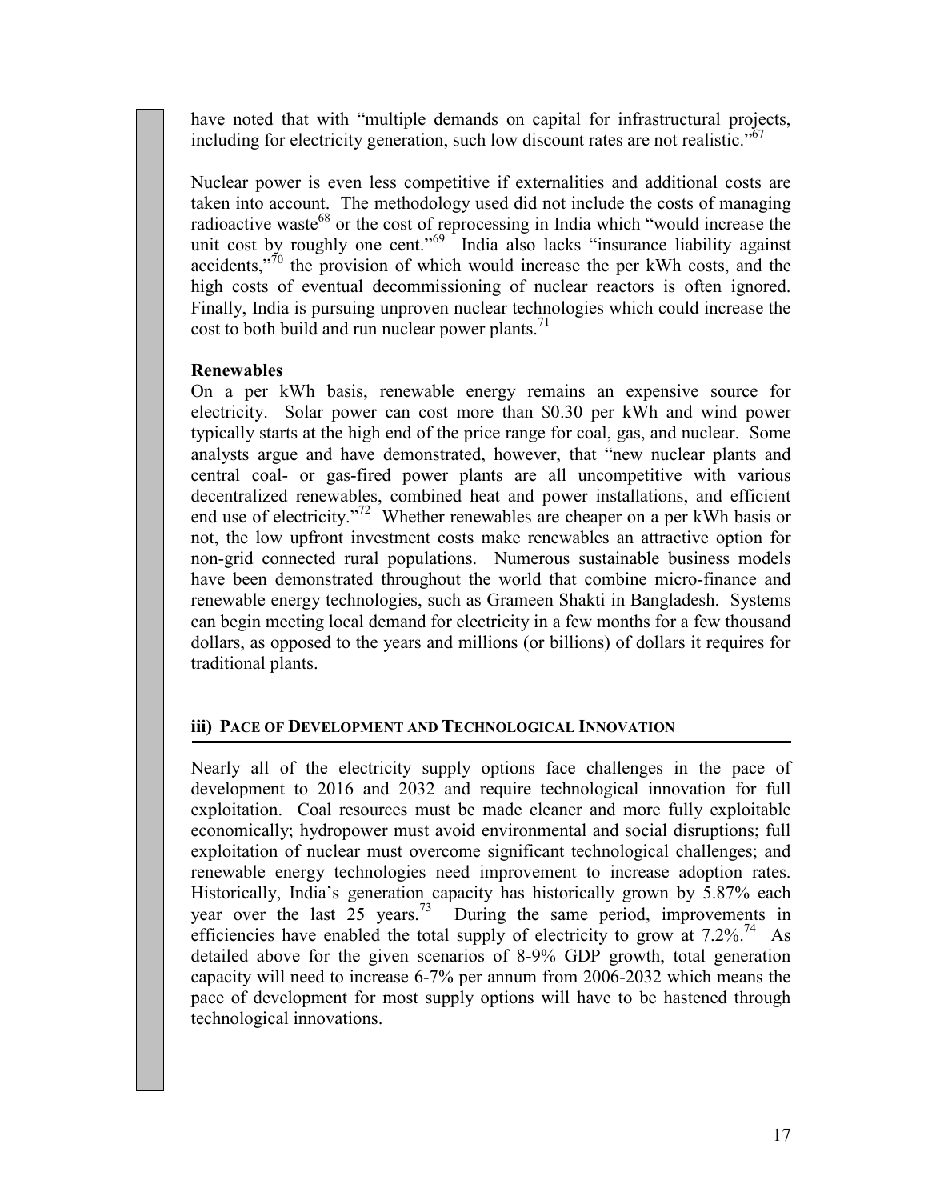have noted that with "multiple demands on capital for infrastructural projects, including for electricity generation, such low discount rates are not realistic."[67]

Nuclear power is even less competitive if externalities and additional costs are taken into account. The methodology used did not include the costs of managing radioactive waste[68] or the cost of reprocessing in India which "would increase the unit cost by roughly one cent."[69] India also lacks "insurance liability against accidents,"[70] the provision of which would increase the per kWh costs, and the high costs of eventual decommissioning of nuclear reactors is often ignored. Finally, India is pursuing unproven nuclear technologies which could increase the cost to both build and run nuclear power plants.[71]

**Renewables**

On a per kWh basis, renewable energy remains an expensive source for electricity. Solar power can cost more than $0.30 per kWh and wind power typically starts at the high end of the price range for coal, gas, and nuclear. Some analysts argue and have demonstrated, however, that "new nuclear plants and central coal- or gas-fired power plants are all uncompetitive with various decentralized renewables, combined heat and power installations, and efficient end use of electricity."[72] Whether renewables are cheaper on a per kWh basis or not, the low upfront investment costs make renewables an attractive option for non-grid connected rural populations. Numerous sustainable business models have been demonstrated throughout the world that combine micro-finance and renewable energy technologies, such as Grameen Shakti in Bangladesh. Systems can begin meeting local demand for electricity in a few months for a few thousand dollars, as opposed to the years and millions (or billions) of dollars it requires for traditional plants.

### iii) Pace of Development and Technological Innovation

Nearly all of the electricity supply options face challenges in the pace of development to 2016 and 2032 and require technological innovation for full exploitation. Coal resources must be made cleaner and more fully exploitable economically; hydropower must avoid environmental and social disruptions; full exploitation of nuclear must overcome significant technological challenges; and renewable energy technologies need improvement to increase adoption rates. Historically, India's generation capacity has historically grown by 5.87% each year over the last 25 years.[73] During the same period, improvements in efficiencies have enabled the total supply of electricity to grow at 7.2%.[74] As detailed above for the given scenarios of 8-9% GDP growth, total generation capacity will need to increase 6-7% per annum from 2006-2032 which means the pace of development for most supply options will have to be hastened through technological innovations.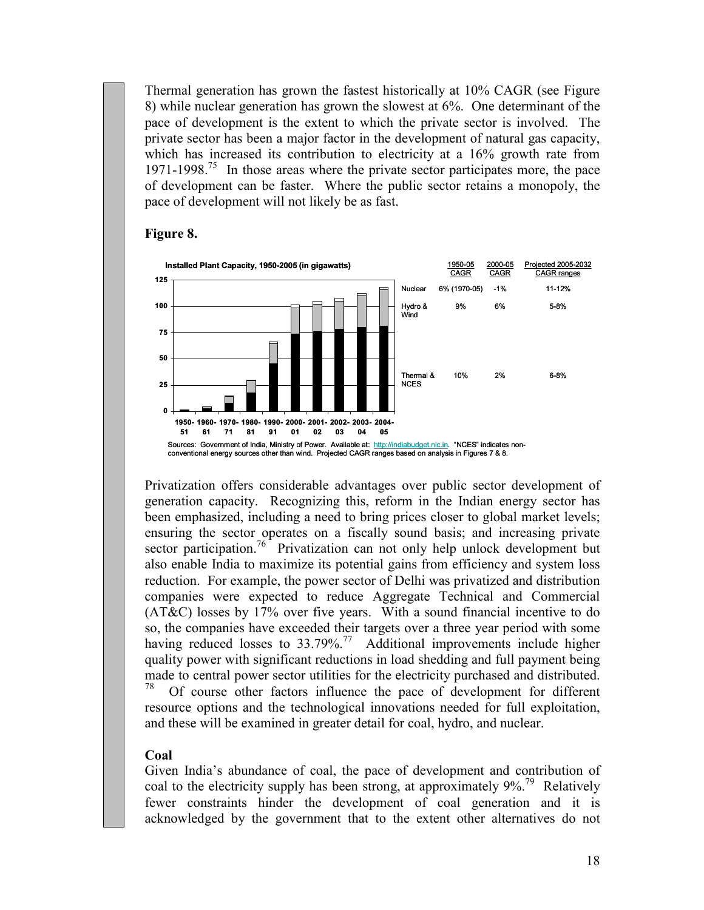Thermal generation has grown the fastest historically at 10% CAGR (see Figure 8) while nuclear generation has grown the slowest at 6%. One determinant of the pace of development is the extent to which the private sector is involved. The private sector has been a major factor in the development of natural gas capacity, which has increased its contribution to electricity at a 16% growth rate from 1971-1998.[75] In those areas where the private sector participates more, the pace of development can be faster. Where the public sector retains a monopoly, the pace of development will not likely be as fast.

**Figure 8.**

Installed Plant Capacity, 1950-2005 (in gigawatts)

| | 1950-05 CAGR | 2000-05 CAGR | Projected 2005-2032 CAGR ranges |
|---|---|---|---|
| Nuclear | 6% (1970-05) | -1% | 11-12% |
| Hydro & Wind | 9% | 6% | 5-8% |
| Thermal & NCES | 10% | 2% | 6-8% |

Sources: Government of India, Ministry of Power. Available at: http://indiabudget.nic.in. "NCES" indicates non-conventional energy sources other than wind. Projected CAGR ranges based on analysis in Figures 7 & 8.

Privatization offers considerable advantages over public sector development of generation capacity. Recognizing this, reform in the Indian energy sector has been emphasized, including a need to bring prices closer to global market levels; ensuring the sector operates on a fiscally sound basis; and increasing private sector participation.[76] Privatization can not only help unlock development but also enable India to maximize its potential gains from efficiency and system loss reduction. For example, the power sector of Delhi was privatized and distribution companies were expected to reduce Aggregate Technical and Commercial (AT&C) losses by 17% over five years. With a sound financial incentive to do so, the companies have exceeded their targets over a three year period with some having reduced losses to 33.79%.[77] Additional improvements include higher quality power with significant reductions in load shedding and full payment being made to central power sector utilities for the electricity purchased and distributed.[78] Of course other factors influence the pace of development for different resource options and the technological innovations needed for full exploitation, and these will be examined in greater detail for coal, hydro, and nuclear.

**Coal**

Given India's abundance of coal, the pace of development and contribution of coal to the electricity supply has been strong, at approximately 9%.[79] Relatively fewer constraints hinder the development of coal generation and it is acknowledged by the government that to the extent other alternatives do not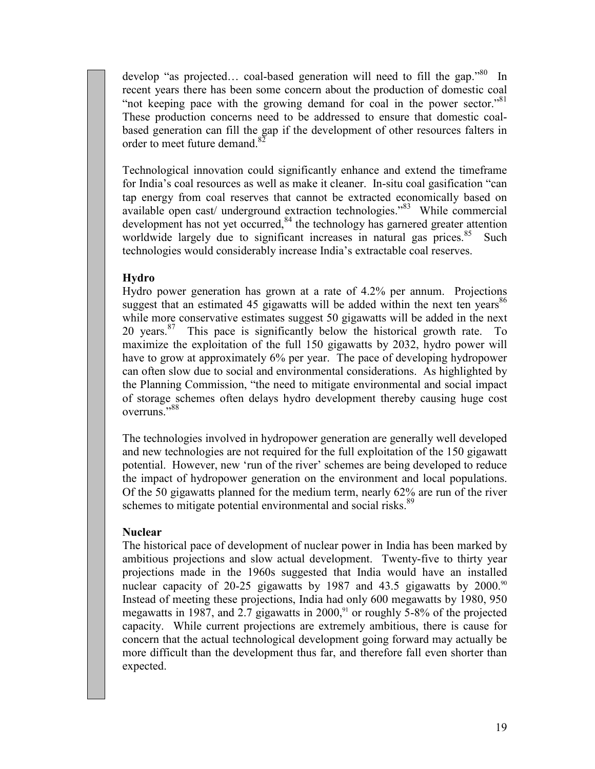develop "as projected… coal-based generation will need to fill the gap."[80] In recent years there has been some concern about the production of domestic coal "not keeping pace with the growing demand for coal in the power sector."[81] These production concerns need to be addressed to ensure that domestic coal-based generation can fill the gap if the development of other resources falters in order to meet future demand.[82]

Technological innovation could significantly enhance and extend the timeframe for India's coal resources as well as make it cleaner. In-situ coal gasification "can tap energy from coal reserves that cannot be extracted economically based on available open cast/ underground extraction technologies."[83] While commercial development has not yet occurred,[84] the technology has garnered greater attention worldwide largely due to significant increases in natural gas prices.[85] Such technologies would considerably increase India's extractable coal reserves.

**Hydro**

Hydro power generation has grown at a rate of 4.2% per annum. Projections suggest that an estimated 45 gigawatts will be added within the next ten years[86] while more conservative estimates suggest 50 gigawatts will be added in the next 20 years.[87] This pace is significantly below the historical growth rate. To maximize the exploitation of the full 150 gigawatts by 2032, hydro power will have to grow at approximately 6% per year. The pace of developing hydropower can often slow due to social and environmental considerations. As highlighted by the Planning Commission, "the need to mitigate environmental and social impact of storage schemes often delays hydro development thereby causing huge cost overruns."[88]

The technologies involved in hydropower generation are generally well developed and new technologies are not required for the full exploitation of the 150 gigawatt potential. However, new 'run of the river' schemes are being developed to reduce the impact of hydropower generation on the environment and local populations. Of the 50 gigawatts planned for the medium term, nearly 62% are run of the river schemes to mitigate potential environmental and social risks.[89]

**Nuclear**

The historical pace of development of nuclear power in India has been marked by ambitious projections and slow actual development. Twenty-five to thirty year projections made in the 1960s suggested that India would have an installed nuclear capacity of 20-25 gigawatts by 1987 and 43.5 gigawatts by 2000.[90] Instead of meeting these projections, India had only 600 megawatts by 1980, 950 megawatts in 1987, and 2.7 gigawatts in 2000,[91] or roughly 5-8% of the projected capacity. While current projections are extremely ambitious, there is cause for concern that the actual technological development going forward may actually be more difficult than the development thus far, and therefore fall even shorter than expected.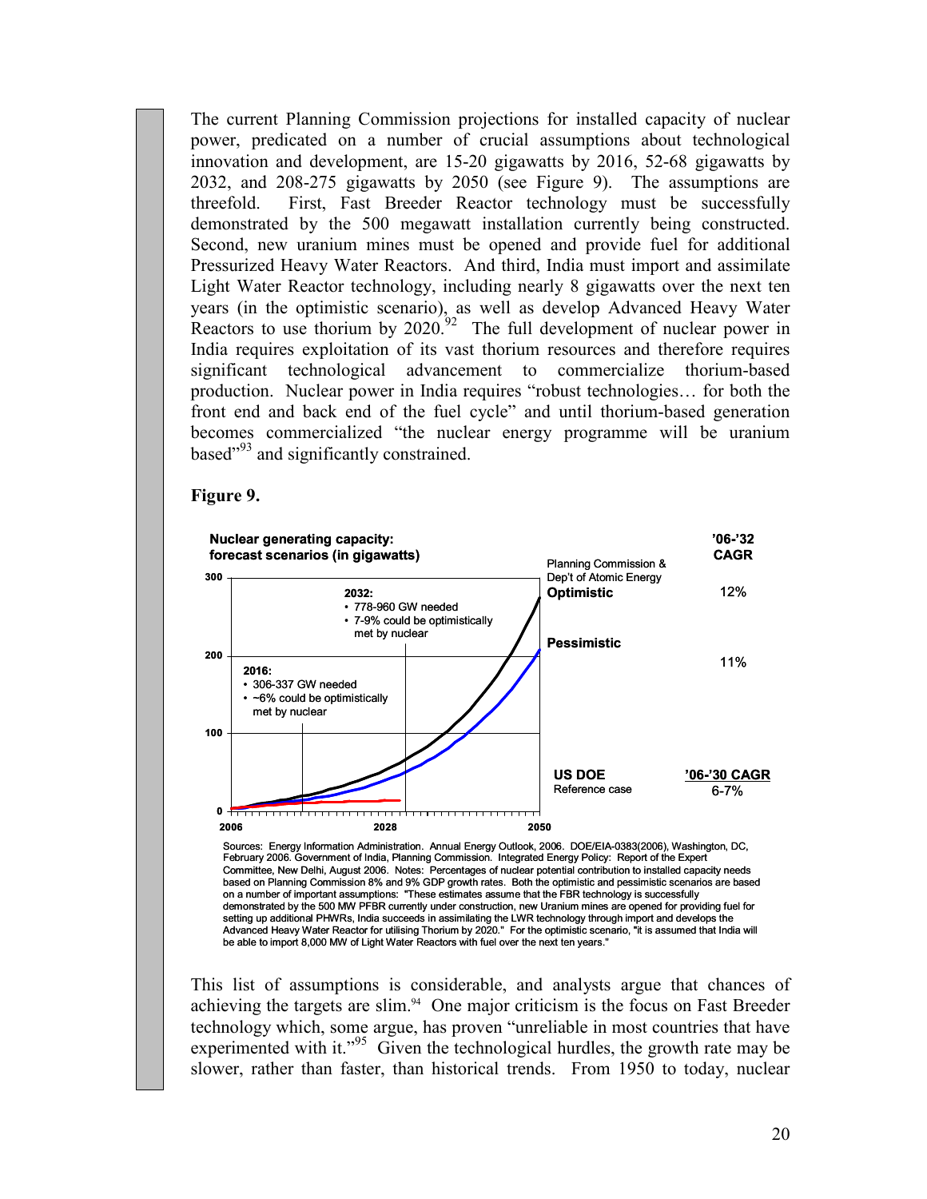The current Planning Commission projections for installed capacity of nuclear power, predicated on a number of crucial assumptions about technological innovation and development, are 15-20 gigawatts by 2016, 52-68 gigawatts by 2032, and 208-275 gigawatts by 2050 (see Figure 9). The assumptions are threefold. First, Fast Breeder Reactor technology must be successfully demonstrated by the 500 megawatt installation currently being constructed. Second, new uranium mines must be opened and provide fuel for additional Pressurized Heavy Water Reactors. And third, India must import and assimilate Light Water Reactor technology, including nearly 8 gigawatts over the next ten years (in the optimistic scenario), as well as develop Advanced Heavy Water Reactors to use thorium by 2020.[92] The full development of nuclear power in India requires exploitation of its vast thorium resources and therefore requires significant technological advancement to commercialize thorium-based production. Nuclear power in India requires "robust technologies… for both the front end and back end of the fuel cycle" and until thorium-based generation becomes commercialized "the nuclear energy programme will be uranium based"[93] and significantly constrained.

**Figure 9.**

**Nuclear generating capacity: forecast scenarios (in gigawatts)**

| Scenario | '06-'32 CAGR |
|---|---|
| Planning Commission & Dep't of Atomic Energy **Optimistic** | 12% |
| **Pessimistic** | 11% |
| **US DOE** Reference case | '06-'30 CAGR: 6-7% |

**2016:**
- 306-337 GW needed
- ~6% could be optimistically met by nuclear

**2032:**
- 778-960 GW needed
- 7-9% could be optimistically met by nuclear

Sources: Energy Information Administration. Annual Energy Outlook, 2006. DOE/EIA-0383(2006), Washington, DC, February 2006. Government of India, Planning Commission. Integrated Energy Policy: Report of the Expert Committee, New Delhi, August 2006. Notes: Percentages of nuclear potential contribution to installed capacity needs based on Planning Commission 8% and 9% GDP growth rates. Both the optimistic and pessimistic scenarios are based on a number of important assumptions: "These estimates assume that the FBR technology is successfully demonstrated by the 500 MW PFBR currently under construction, new Uranium mines are opened for providing fuel for setting up additional PHWRs, India succeeds in assimilating the LWR technology through import and develops the Advanced Heavy Water Reactor for utilising Thorium by 2020." For the optimistic scenario, "it is assumed that India will be able to import 8,000 MW of Light Water Reactors with fuel over the next ten years."

This list of assumptions is considerable, and analysts argue that chances of achieving the targets are slim.[94] One major criticism is the focus on Fast Breeder technology which, some argue, has proven "unreliable in most countries that have experimented with it."[95] Given the technological hurdles, the growth rate may be slower, rather than faster, than historical trends. From 1950 to today, nuclear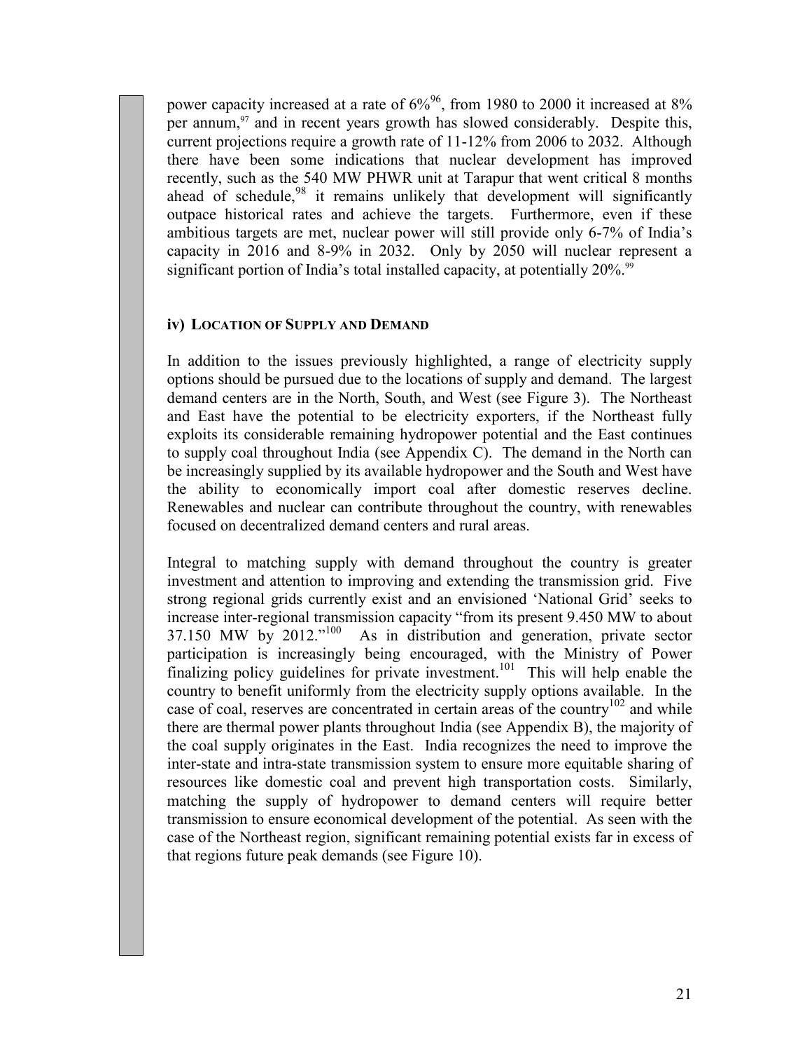power capacity increased at a rate of 6%[96], from 1980 to 2000 it increased at 8% per annum,[97] and in recent years growth has slowed considerably. Despite this, current projections require a growth rate of 11-12% from 2006 to 2032. Although there have been some indications that nuclear development has improved recently, such as the 540 MW PHWR unit at Tarapur that went critical 8 months ahead of schedule,[98] it remains unlikely that development will significantly outpace historical rates and achieve the targets. Furthermore, even if these ambitious targets are met, nuclear power will still provide only 6-7% of India's capacity in 2016 and 8-9% in 2032. Only by 2050 will nuclear represent a significant portion of India's total installed capacity, at potentially 20%.[99]

### iv) LOCATION OF SUPPLY AND DEMAND

In addition to the issues previously highlighted, a range of electricity supply options should be pursued due to the locations of supply and demand. The largest demand centers are in the North, South, and West (see Figure 3). The Northeast and East have the potential to be electricity exporters, if the Northeast fully exploits its considerable remaining hydropower potential and the East continues to supply coal throughout India (see Appendix C). The demand in the North can be increasingly supplied by its available hydropower and the South and West have the ability to economically import coal after domestic reserves decline. Renewables and nuclear can contribute throughout the country, with renewables focused on decentralized demand centers and rural areas.

Integral to matching supply with demand throughout the country is greater investment and attention to improving and extending the transmission grid. Five strong regional grids currently exist and an envisioned 'National Grid' seeks to increase inter-regional transmission capacity "from its present 9.450 MW to about 37.150 MW by 2012."[100] As in distribution and generation, private sector participation is increasingly being encouraged, with the Ministry of Power finalizing policy guidelines for private investment.[101] This will help enable the country to benefit uniformly from the electricity supply options available. In the case of coal, reserves are concentrated in certain areas of the country[102] and while there are thermal power plants throughout India (see Appendix B), the majority of the coal supply originates in the East. India recognizes the need to improve the inter-state and intra-state transmission system to ensure more equitable sharing of resources like domestic coal and prevent high transportation costs. Similarly, matching the supply of hydropower to demand centers will require better transmission to ensure economical development of the potential. As seen with the case of the Northeast region, significant remaining potential exists far in excess of that regions future peak demands (see Figure 10).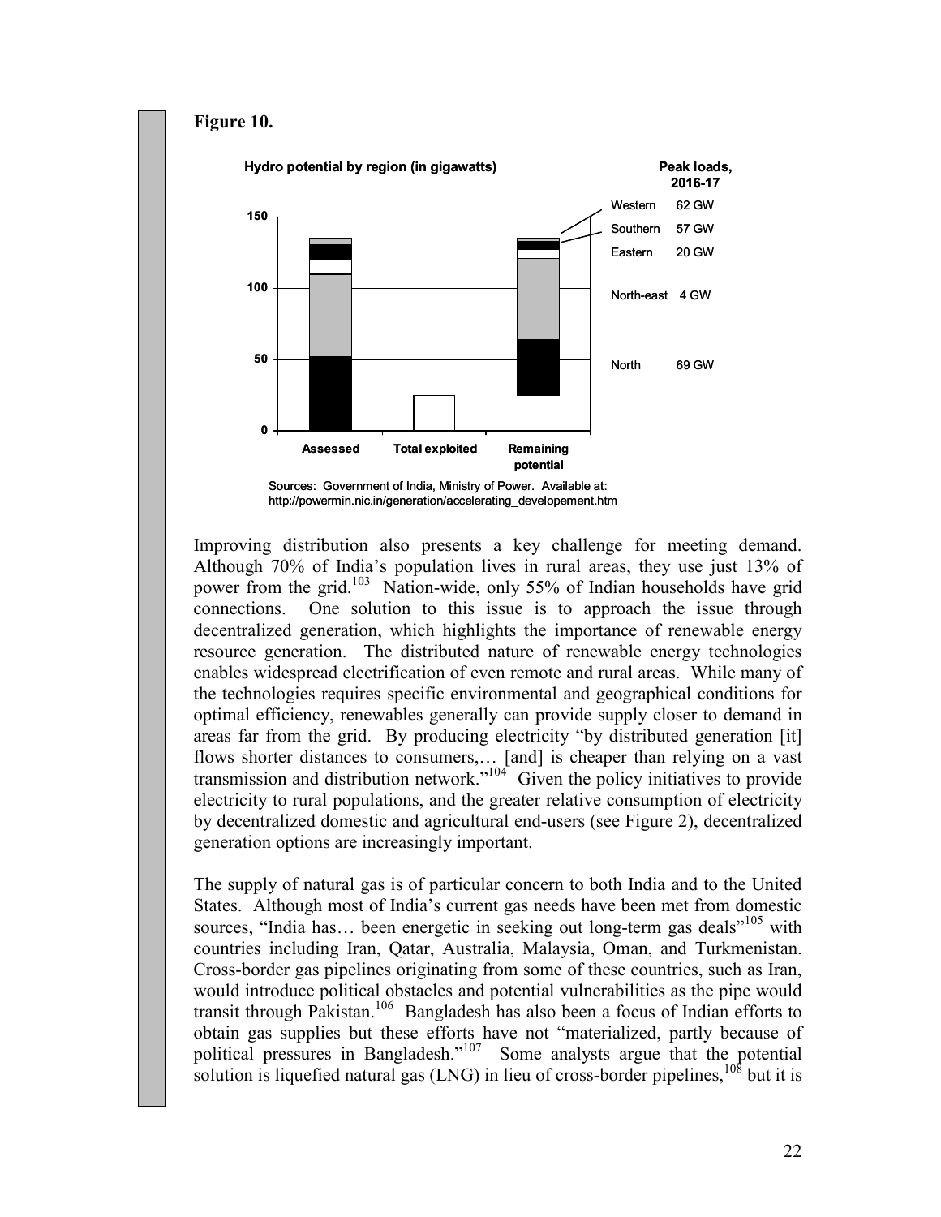**Figure 10.**

Hydro potential by region (in gigawatts)

| Peak loads, 2016-17 | |
|---|---|
| Western | 62 GW |
| Southern | 57 GW |
| Eastern | 20 GW |
| North-east | 4 GW |
| North | 69 GW |

Sources: Government of India, Ministry of Power. Available at: http://powermin.nic.in/generation/accelerating_developement.htm

Improving distribution also presents a key challenge for meeting demand. Although 70% of India's population lives in rural areas, they use just 13% of power from the grid.[103] Nation-wide, only 55% of Indian households have grid connections. One solution to this issue is to approach the issue through decentralized generation, which highlights the importance of renewable energy resource generation. The distributed nature of renewable energy technologies enables widespread electrification of even remote and rural areas. While many of the technologies requires specific environmental and geographical conditions for optimal efficiency, renewables generally can provide supply closer to demand in areas far from the grid. By producing electricity "by distributed generation [it] flows shorter distances to consumers,… [and] is cheaper than relying on a vast transmission and distribution network."[104] Given the policy initiatives to provide electricity to rural populations, and the greater relative consumption of electricity by decentralized domestic and agricultural end-users (see Figure 2), decentralized generation options are increasingly important.

The supply of natural gas is of particular concern to both India and to the United States. Although most of India's current gas needs have been met from domestic sources, "India has… been energetic in seeking out long-term gas deals"[105] with countries including Iran, Qatar, Australia, Malaysia, Oman, and Turkmenistan. Cross-border gas pipelines originating from some of these countries, such as Iran, would introduce political obstacles and potential vulnerabilities as the pipe would transit through Pakistan.[106] Bangladesh has also been a focus of Indian efforts to obtain gas supplies but these efforts have not "materialized, partly because of political pressures in Bangladesh."[107] Some analysts argue that the potential solution is liquefied natural gas (LNG) in lieu of cross-border pipelines,[108] but it is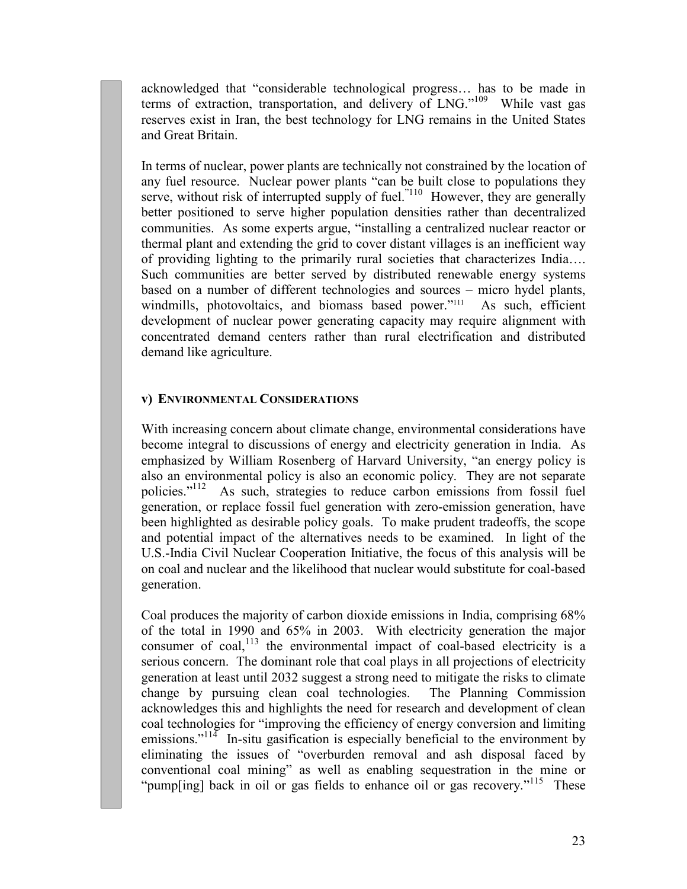acknowledged that "considerable technological progress… has to be made in terms of extraction, transportation, and delivery of LNG."[109] While vast gas reserves exist in Iran, the best technology for LNG remains in the United States and Great Britain.

In terms of nuclear, power plants are technically not constrained by the location of any fuel resource. Nuclear power plants "can be built close to populations they serve, without risk of interrupted supply of fuel."[110] However, they are generally better positioned to serve higher population densities rather than decentralized communities. As some experts argue, "installing a centralized nuclear reactor or thermal plant and extending the grid to cover distant villages is an inefficient way of providing lighting to the primarily rural societies that characterizes India…. Such communities are better served by distributed renewable energy systems based on a number of different technologies and sources – micro hydel plants, windmills, photovoltaics, and biomass based power."[111] As such, efficient development of nuclear power generating capacity may require alignment with concentrated demand centers rather than rural electrification and distributed demand like agriculture.

### v) ENVIRONMENTAL CONSIDERATIONS

With increasing concern about climate change, environmental considerations have become integral to discussions of energy and electricity generation in India. As emphasized by William Rosenberg of Harvard University, "an energy policy is also an environmental policy is also an economic policy. They are not separate policies."[112] As such, strategies to reduce carbon emissions from fossil fuel generation, or replace fossil fuel generation with zero-emission generation, have been highlighted as desirable policy goals. To make prudent tradeoffs, the scope and potential impact of the alternatives needs to be examined. In light of the U.S.-India Civil Nuclear Cooperation Initiative, the focus of this analysis will be on coal and nuclear and the likelihood that nuclear would substitute for coal-based generation.

Coal produces the majority of carbon dioxide emissions in India, comprising 68% of the total in 1990 and 65% in 2003. With electricity generation the major consumer of coal,[113] the environmental impact of coal-based electricity is a serious concern. The dominant role that coal plays in all projections of electricity generation at least until 2032 suggest a strong need to mitigate the risks to climate change by pursuing clean coal technologies. The Planning Commission acknowledges this and highlights the need for research and development of clean coal technologies for "improving the efficiency of energy conversion and limiting emissions."[114] In-situ gasification is especially beneficial to the environment by eliminating the issues of "overburden removal and ash disposal faced by conventional coal mining" as well as enabling sequestration in the mine or "pump[ing] back in oil or gas fields to enhance oil or gas recovery."[115] These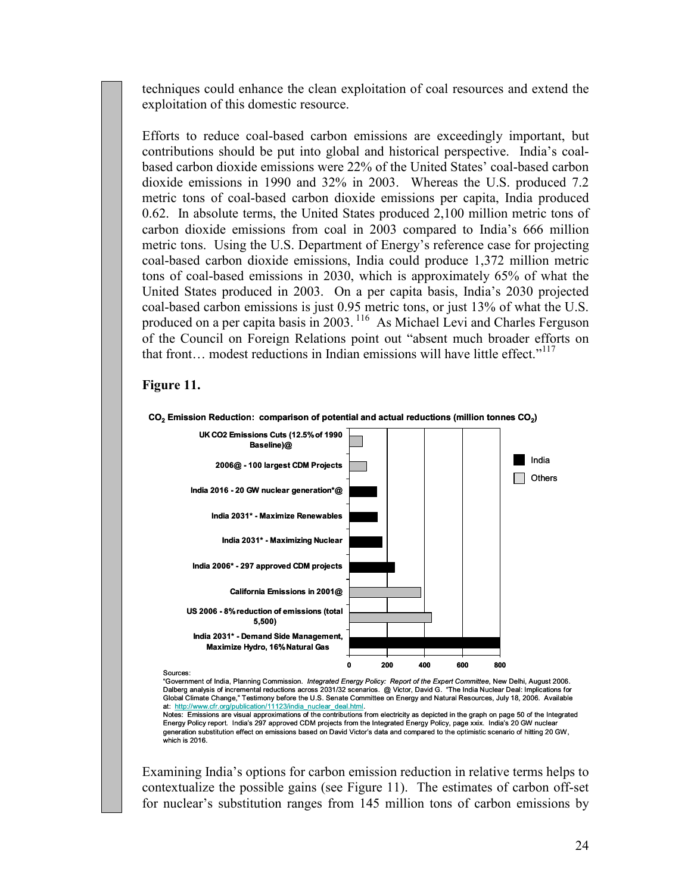techniques could enhance the clean exploitation of coal resources and extend the exploitation of this domestic resource.

Efforts to reduce coal-based carbon emissions are exceedingly important, but contributions should be put into global and historical perspective. India's coal-based carbon dioxide emissions were 22% of the United States' coal-based carbon dioxide emissions in 1990 and 32% in 2003. Whereas the U.S. produced 7.2 metric tons of coal-based carbon dioxide emissions per capita, India produced 0.62. In absolute terms, the United States produced 2,100 million metric tons of carbon dioxide emissions from coal in 2003 compared to India's 666 million metric tons. Using the U.S. Department of Energy's reference case for projecting coal-based carbon dioxide emissions, India could produce 1,372 million metric tons of coal-based emissions in 2030, which is approximately 65% of what the United States produced in 2003. On a per capita basis, India's 2030 projected coal-based carbon emissions is just 0.95 metric tons, or just 13% of what the U.S. produced on a per capita basis in 2003.[116] As Michael Levi and Charles Ferguson of the Council on Foreign Relations point out "absent much broader efforts on that front… modest reductions in Indian emissions will have little effect."[117]

**Figure 11.**

**$CO_2$ Emission Reduction: comparison of potential and actual reductions (million tonnes $CO_2$)**

| Category | Group | Approx. reduction (million tonnes $CO_2$) |
|---|---|---|
| UK CO2 Emissions Cuts (12.5% of 1990 Baseline)@ | Others | ~70 |
| 2006@ - 100 largest CDM Projects | Others | ~90 |
| India 2016 - 20 GW nuclear generation*@ | India | ~145 |
| India 2031* - Maximize Renewables | India | ~150 |
| India 2031* - Maximizing Nuclear | India | ~175 |
| India 2006* - 297 approved CDM projects | India | ~240 |
| California Emissions in 2001@ | Others | ~380 |
| US 2006 - 8% reduction of emissions (total 5,500) | Others | ~440 |
| India 2031* - Demand Side Management, Maximize Hydro, 16% Natural Gas | India | ~800 |

Sources:
"Government of India, Planning Commission. *Integrated Energy Policy: Report of the Expert Committee*, New Delhi, August 2006. Dalberg analysis of incremental reductions across 2031/32 scenarios. @ Victor, David G. "The India Nuclear Deal: Implications for Global Climate Change," Testimony before the U.S. Senate Committee on Energy and Natural Resources, July 18, 2006. Available at: http://www.cfr.org/publication/11123/india_nuclear_deal.html.
Notes: Emissions are visual approximations of the contributions from electricity as depicted in the graph on page 50 of the Integrated Energy Policy report. India's 297 approved CDM projects from the Integrated Energy Policy, page xxix. India's 20 GW nuclear generation substitution effect on emissions based on David Victor's data and compared to the optimistic scenario of hitting 20 GW, which is 2016.

Examining India's options for carbon emission reduction in relative terms helps to contextualize the possible gains (see Figure 11). The estimates of carbon off-set for nuclear's substitution ranges from 145 million tons of carbon emissions by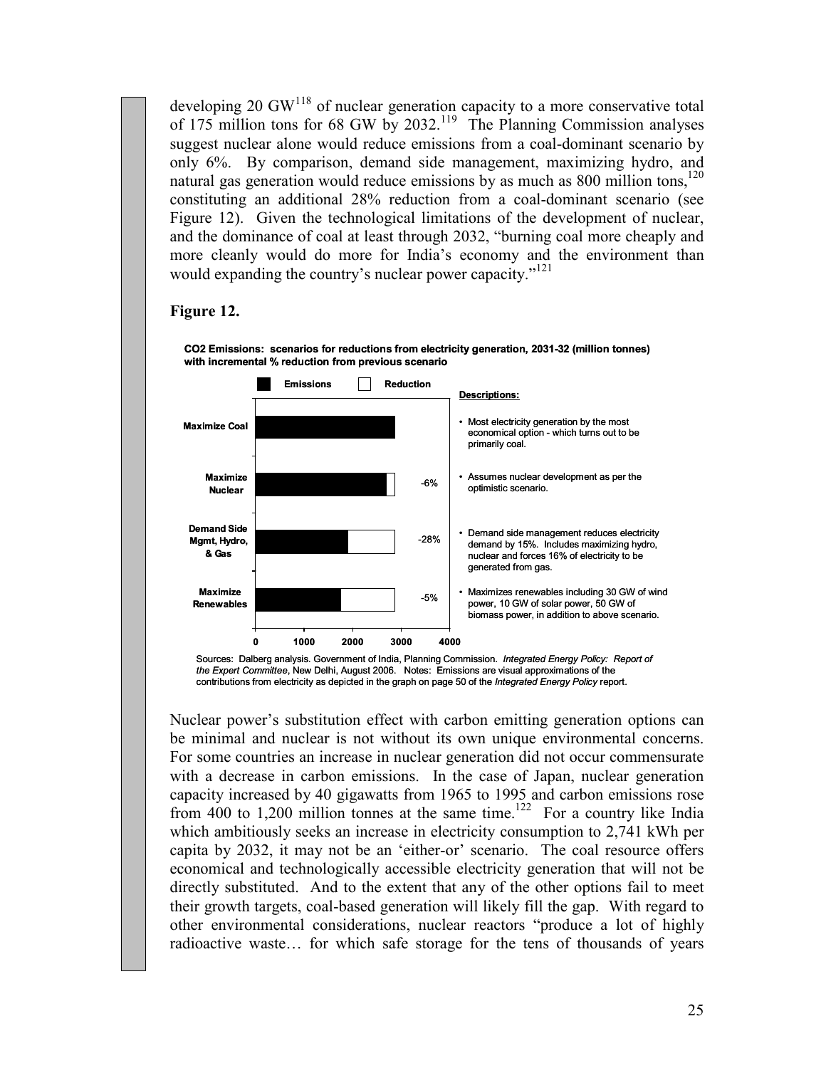developing 20 GW[118] of nuclear generation capacity to a more conservative total of 175 million tons for 68 GW by 2032.[119] The Planning Commission analyses suggest nuclear alone would reduce emissions from a coal-dominant scenario by only 6%. By comparison, demand side management, maximizing hydro, and natural gas generation would reduce emissions by as much as 800 million tons,[120] constituting an additional 28% reduction from a coal-dominant scenario (see Figure 12). Given the technological limitations of the development of nuclear, and the dominance of coal at least through 2032, "burning coal more cheaply and more cleanly would do more for India's economy and the environment than would expanding the country's nuclear power capacity."[121]

**Figure 12.**

**$CO_2$ Emissions: scenarios for reductions from electricity generation, 2031-32 (million tonnes) with incremental % reduction from previous scenario**

| Scenario | Incremental reduction | Descriptions |
|---|---|---|
| Maximize Coal | | Most electricity generation by the most economical option - which turns out to be primarily coal. |
| Maximize Nuclear | -6% | Assumes nuclear development as per the optimistic scenario. |
| Demand Side Mgmt, Hydro, & Gas | -28% | Demand side management reduces electricity demand by 15%. Includes maximizing hydro, nuclear and forces 16% of electricity to be generated from gas. |
| Maximize Renewables | -5% | Maximizes renewables including 30 GW of wind power, 10 GW of solar power, 50 GW of biomass power, in addition to above scenario. |

Sources: Dalberg analysis. Government of India, Planning Commission. *Integrated Energy Policy: Report of the Expert Committee*, New Delhi, August 2006. Notes: Emissions are visual approximations of the contributions from electricity as depicted in the graph on page 50 of the *Integrated Energy Policy* report.

Nuclear power's substitution effect with carbon emitting generation options can be minimal and nuclear is not without its own unique environmental concerns. For some countries an increase in nuclear generation did not occur commensurate with a decrease in carbon emissions. In the case of Japan, nuclear generation capacity increased by 40 gigawatts from 1965 to 1995 and carbon emissions rose from 400 to 1,200 million tonnes at the same time.[122] For a country like India which ambitiously seeks an increase in electricity consumption to 2,741 kWh per capita by 2032, it may not be an 'either-or' scenario. The coal resource offers economical and technologically accessible electricity generation that will not be directly substituted. And to the extent that any of the other options fail to meet their growth targets, coal-based generation will likely fill the gap. With regard to other environmental considerations, nuclear reactors "produce a lot of highly radioactive waste… for which safe storage for the tens of thousands of years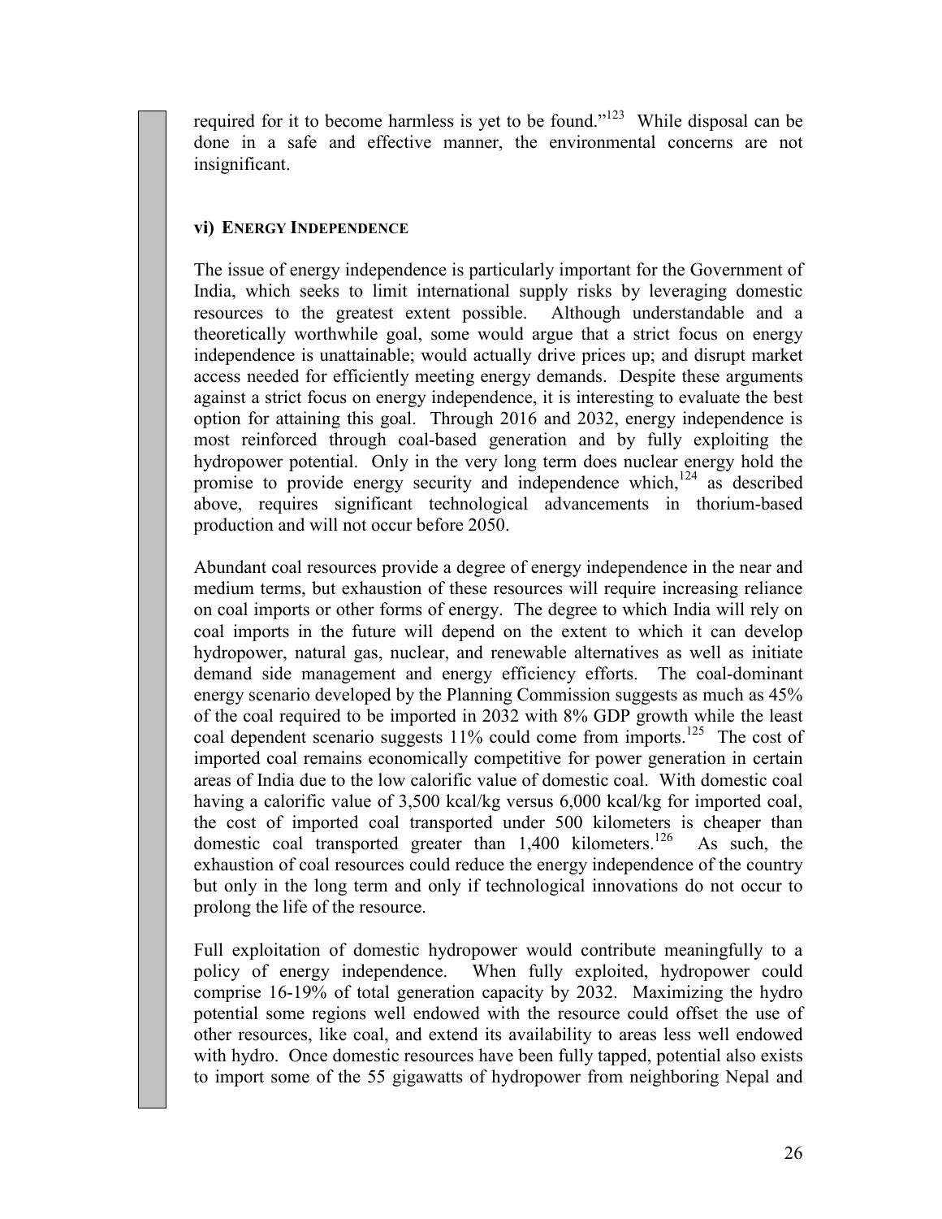required for it to become harmless is yet to be found."[123] While disposal can be done in a safe and effective manner, the environmental concerns are not insignificant.

#### vi) Energy Independence

The issue of energy independence is particularly important for the Government of India, which seeks to limit international supply risks by leveraging domestic resources to the greatest extent possible. Although understandable and a theoretically worthwhile goal, some would argue that a strict focus on energy independence is unattainable; would actually drive prices up; and disrupt market access needed for efficiently meeting energy demands. Despite these arguments against a strict focus on energy independence, it is interesting to evaluate the best option for attaining this goal. Through 2016 and 2032, energy independence is most reinforced through coal-based generation and by fully exploiting the hydropower potential. Only in the very long term does nuclear energy hold the promise to provide energy security and independence which,[124] as described above, requires significant technological advancements in thorium-based production and will not occur before 2050.

Abundant coal resources provide a degree of energy independence in the near and medium terms, but exhaustion of these resources will require increasing reliance on coal imports or other forms of energy. The degree to which India will rely on coal imports in the future will depend on the extent to which it can develop hydropower, natural gas, nuclear, and renewable alternatives as well as initiate demand side management and energy efficiency efforts. The coal-dominant energy scenario developed by the Planning Commission suggests as much as 45% of the coal required to be imported in 2032 with 8% GDP growth while the least coal dependent scenario suggests 11% could come from imports.[125] The cost of imported coal remains economically competitive for power generation in certain areas of India due to the low calorific value of domestic coal. With domestic coal having a calorific value of 3,500 kcal/kg versus 6,000 kcal/kg for imported coal, the cost of imported coal transported under 500 kilometers is cheaper than domestic coal transported greater than 1,400 kilometers.[126] As such, the exhaustion of coal resources could reduce the energy independence of the country but only in the long term and only if technological innovations do not occur to prolong the life of the resource.

Full exploitation of domestic hydropower would contribute meaningfully to a policy of energy independence. When fully exploited, hydropower could comprise 16-19% of total generation capacity by 2032. Maximizing the hydro potential some regions well endowed with the resource could offset the use of other resources, like coal, and extend its availability to areas less well endowed with hydro. Once domestic resources have been fully tapped, potential also exists to import some of the 55 gigawatts of hydropower from neighboring Nepal and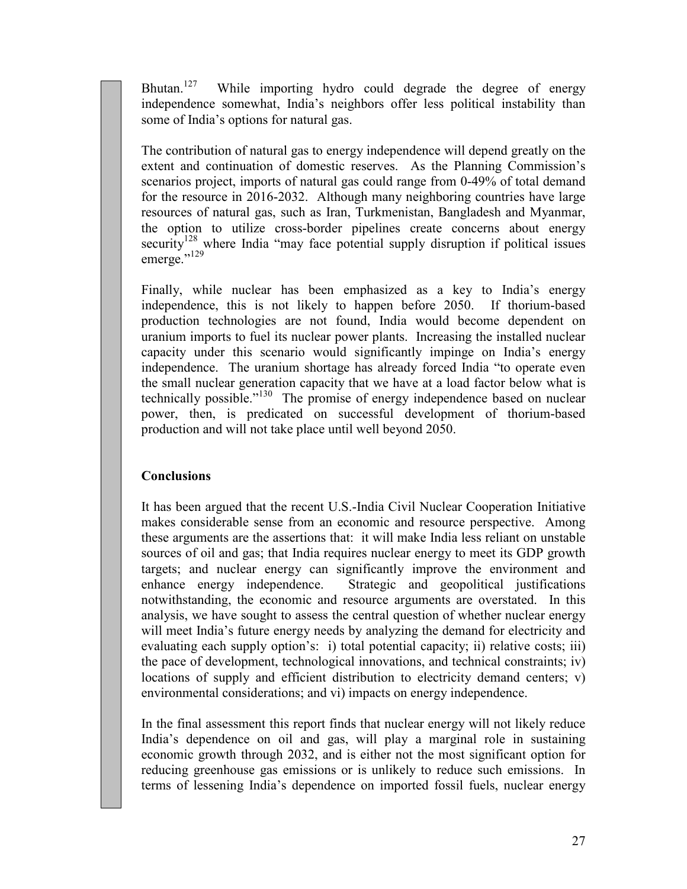Bhutan.[127] While importing hydro could degrade the degree of energy independence somewhat, India's neighbors offer less political instability than some of India's options for natural gas.

The contribution of natural gas to energy independence will depend greatly on the extent and continuation of domestic reserves. As the Planning Commission's scenarios project, imports of natural gas could range from 0-49% of total demand for the resource in 2016-2032. Although many neighboring countries have large resources of natural gas, such as Iran, Turkmenistan, Bangladesh and Myanmar, the option to utilize cross-border pipelines create concerns about energy security[128] where India "may face potential supply disruption if political issues emerge."[129]

Finally, while nuclear has been emphasized as a key to India's energy independence, this is not likely to happen before 2050. If thorium-based production technologies are not found, India would become dependent on uranium imports to fuel its nuclear power plants. Increasing the installed nuclear capacity under this scenario would significantly impinge on India's energy independence. The uranium shortage has already forced India "to operate even the small nuclear generation capacity that we have at a load factor below what is technically possible."[130] The promise of energy independence based on nuclear power, then, is predicated on successful development of thorium-based production and will not take place until well beyond 2050.

## Conclusions

It has been argued that the recent U.S.-India Civil Nuclear Cooperation Initiative makes considerable sense from an economic and resource perspective. Among these arguments are the assertions that: it will make India less reliant on unstable sources of oil and gas; that India requires nuclear energy to meet its GDP growth targets; and nuclear energy can significantly improve the environment and enhance energy independence. Strategic and geopolitical justifications notwithstanding, the economic and resource arguments are overstated. In this analysis, we have sought to assess the central question of whether nuclear energy will meet India's future energy needs by analyzing the demand for electricity and evaluating each supply option's: i) total potential capacity; ii) relative costs; iii) the pace of development, technological innovations, and technical constraints; iv) locations of supply and efficient distribution to electricity demand centers; v) environmental considerations; and vi) impacts on energy independence.

In the final assessment this report finds that nuclear energy will not likely reduce India's dependence on oil and gas, will play a marginal role in sustaining economic growth through 2032, and is either not the most significant option for reducing greenhouse gas emissions or is unlikely to reduce such emissions. In terms of lessening India's dependence on imported fossil fuels, nuclear energy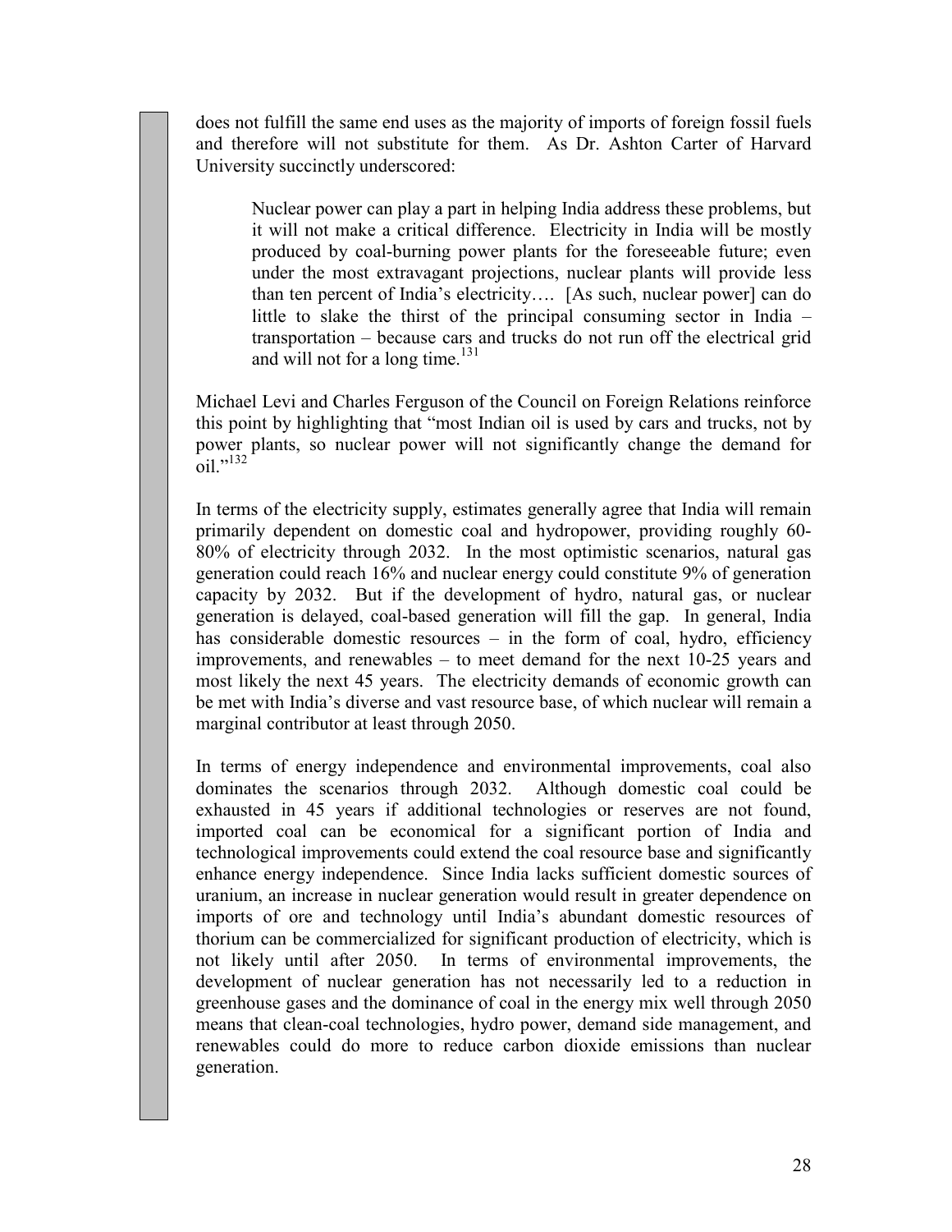does not fulfill the same end uses as the majority of imports of foreign fossil fuels and therefore will not substitute for them. As Dr. Ashton Carter of Harvard University succinctly underscored:

> Nuclear power can play a part in helping India address these problems, but it will not make a critical difference. Electricity in India will be mostly produced by coal-burning power plants for the foreseeable future; even under the most extravagant projections, nuclear plants will provide less than ten percent of India's electricity…. [As such, nuclear power] can do little to slake the thirst of the principal consuming sector in India – transportation – because cars and trucks do not run off the electrical grid and will not for a long time.[131]

Michael Levi and Charles Ferguson of the Council on Foreign Relations reinforce this point by highlighting that "most Indian oil is used by cars and trucks, not by power plants, so nuclear power will not significantly change the demand for oil."[132]

In terms of the electricity supply, estimates generally agree that India will remain primarily dependent on domestic coal and hydropower, providing roughly 60-80% of electricity through 2032. In the most optimistic scenarios, natural gas generation could reach 16% and nuclear energy could constitute 9% of generation capacity by 2032. But if the development of hydro, natural gas, or nuclear generation is delayed, coal-based generation will fill the gap. In general, India has considerable domestic resources – in the form of coal, hydro, efficiency improvements, and renewables – to meet demand for the next 10-25 years and most likely the next 45 years. The electricity demands of economic growth can be met with India's diverse and vast resource base, of which nuclear will remain a marginal contributor at least through 2050.

In terms of energy independence and environmental improvements, coal also dominates the scenarios through 2032. Although domestic coal could be exhausted in 45 years if additional technologies or reserves are not found, imported coal can be economical for a significant portion of India and technological improvements could extend the coal resource base and significantly enhance energy independence. Since India lacks sufficient domestic sources of uranium, an increase in nuclear generation would result in greater dependence on imports of ore and technology until India's abundant domestic resources of thorium can be commercialized for significant production of electricity, which is not likely until after 2050. In terms of environmental improvements, the development of nuclear generation has not necessarily led to a reduction in greenhouse gases and the dominance of coal in the energy mix well through 2050 means that clean-coal technologies, hydro power, demand side management, and renewables could do more to reduce carbon dioxide emissions than nuclear generation.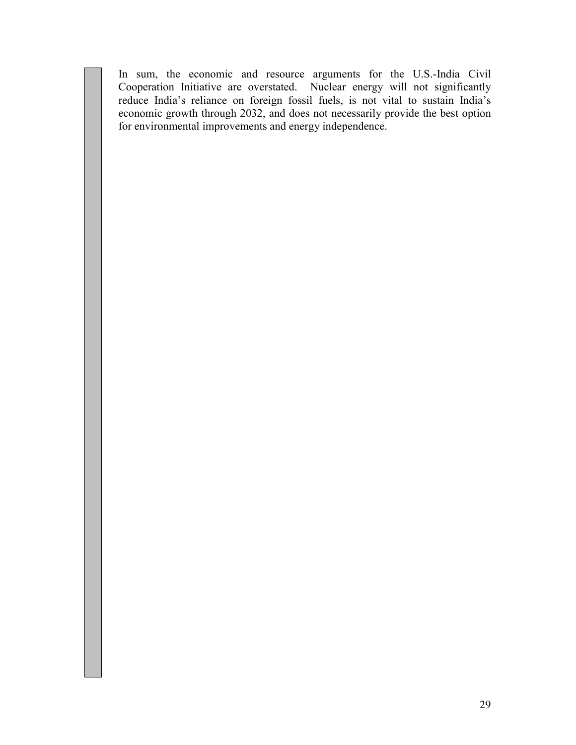In sum, the economic and resource arguments for the U.S.-India Civil Cooperation Initiative are overstated. Nuclear energy will not significantly reduce India's reliance on foreign fossil fuels, is not vital to sustain India's economic growth through 2032, and does not necessarily provide the best option for environmental improvements and energy independence.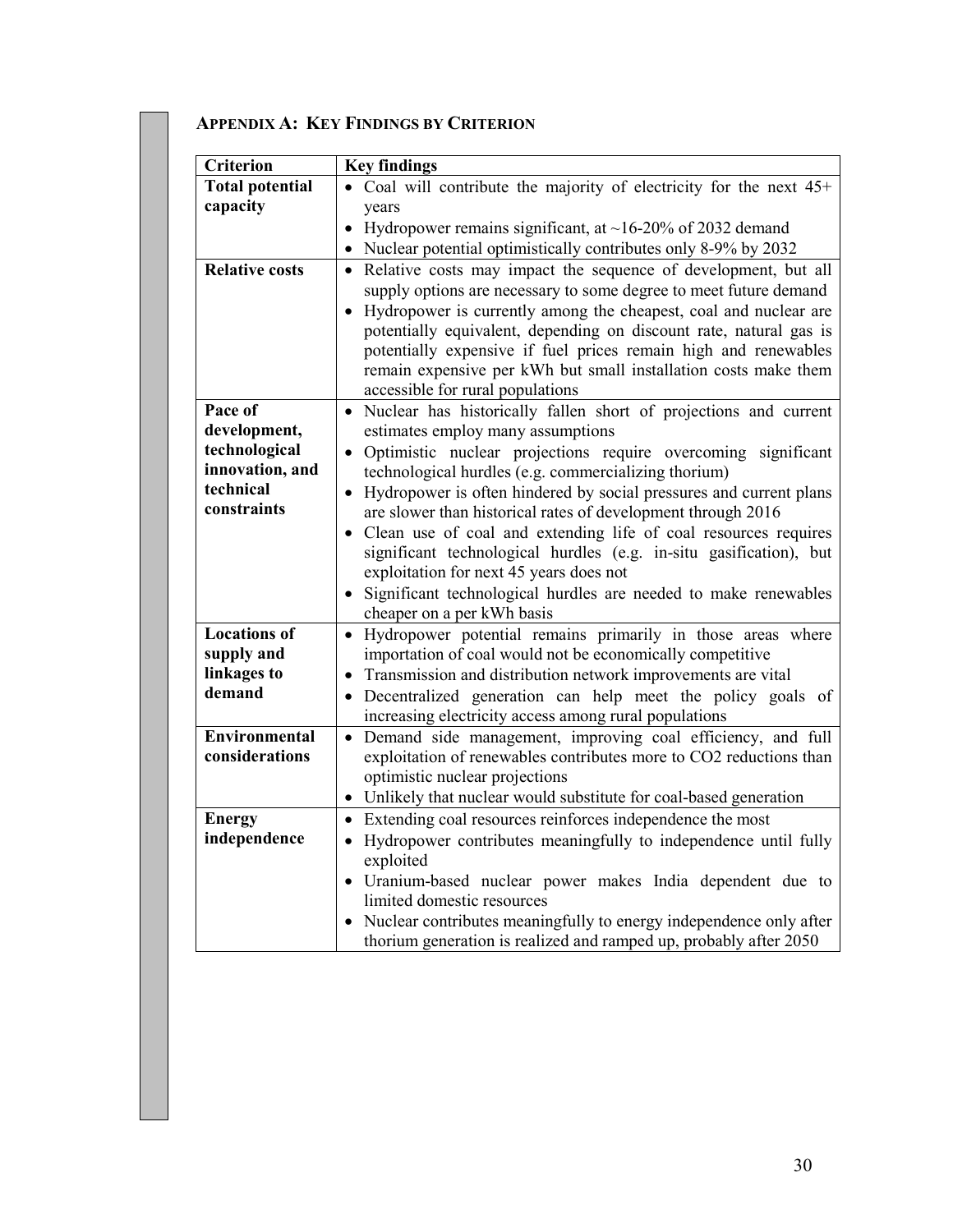## Appendix A: Key Findings by Criterion

| Criterion | Key findings |
|---|---|
| **Total potential capacity** | • Coal will contribute the majority of electricity for the next 45+ years<br>• Hydropower remains significant, at ~16-20% of 2032 demand<br>• Nuclear potential optimistically contributes only 8-9% by 2032 |
| **Relative costs** | • Relative costs may impact the sequence of development, but all supply options are necessary to some degree to meet future demand<br>• Hydropower is currently among the cheapest, coal and nuclear are potentially equivalent, depending on discount rate, natural gas is potentially expensive if fuel prices remain high and renewables remain expensive per kWh but small installation costs make them accessible for rural populations |
| **Pace of development, technological innovation, and technical constraints** | • Nuclear has historically fallen short of projections and current estimates employ many assumptions<br>• Optimistic nuclear projections require overcoming significant technological hurdles (e.g. commercializing thorium)<br>• Hydropower is often hindered by social pressures and current plans are slower than historical rates of development through 2016<br>• Clean use of coal and extending life of coal resources requires significant technological hurdles (e.g. in-situ gasification), but exploitation for next 45 years does not<br>• Significant technological hurdles are needed to make renewables cheaper on a per kWh basis |
| **Locations of supply and linkages to demand** | • Hydropower potential remains primarily in those areas where importation of coal would not be economically competitive<br>• Transmission and distribution network improvements are vital<br>• Decentralized generation can help meet the policy goals of increasing electricity access among rural populations |
| **Environmental considerations** | • Demand side management, improving coal efficiency, and full exploitation of renewables contributes more to $CO_2$ reductions than optimistic nuclear projections<br>• Unlikely that nuclear would substitute for coal-based generation |
| **Energy independence** | • Extending coal resources reinforces independence the most<br>• Hydropower contributes meaningfully to independence until fully exploited<br>• Uranium-based nuclear power makes India dependent due to limited domestic resources<br>• Nuclear contributes meaningfully to energy independence only after thorium generation is realized and ramped up, probably after 2050 |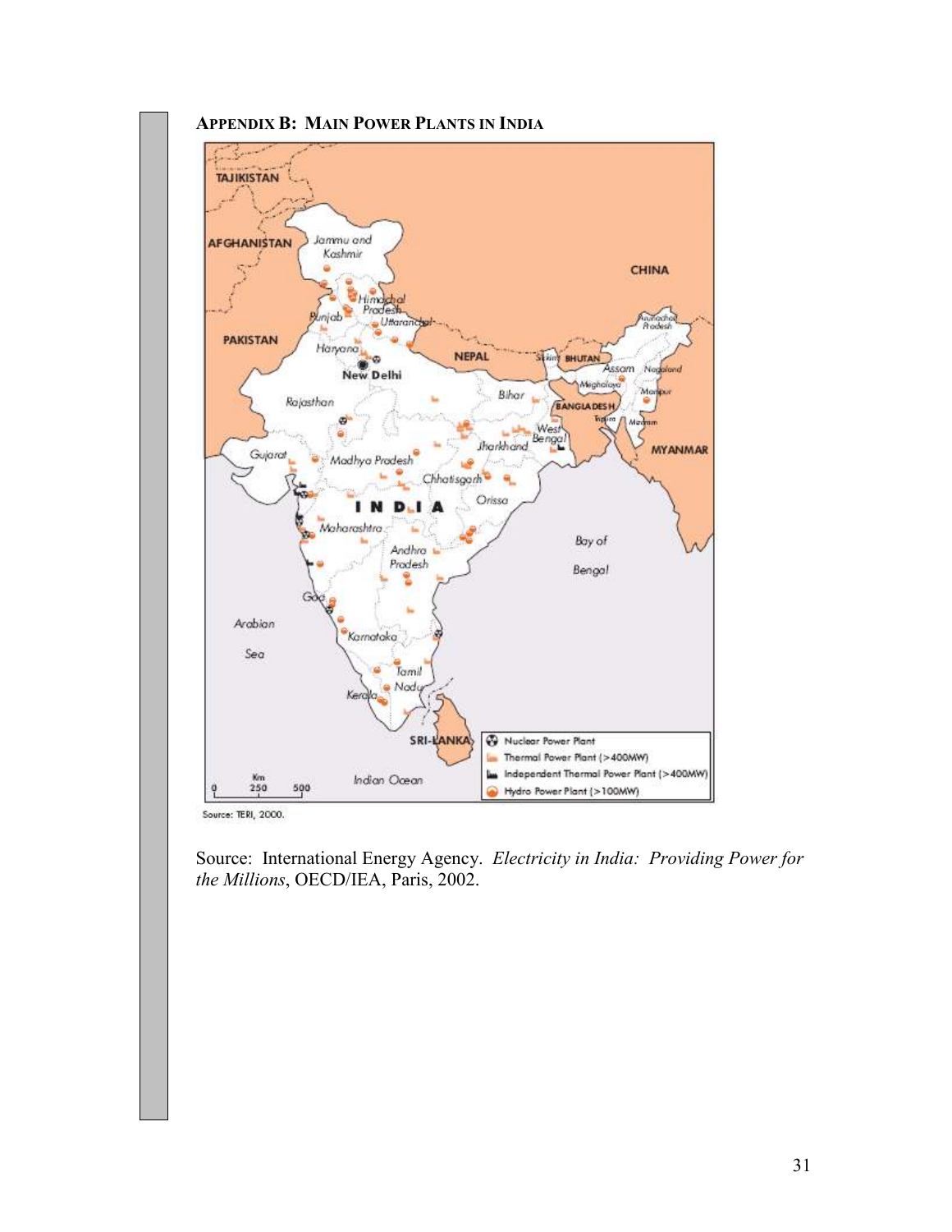## Appendix B: Main Power Plants in India

Source: TERI, 2000.

Source: International Energy Agency. *Electricity in India: Providing Power for the Millions*, OECD/IEA, Paris, 2002.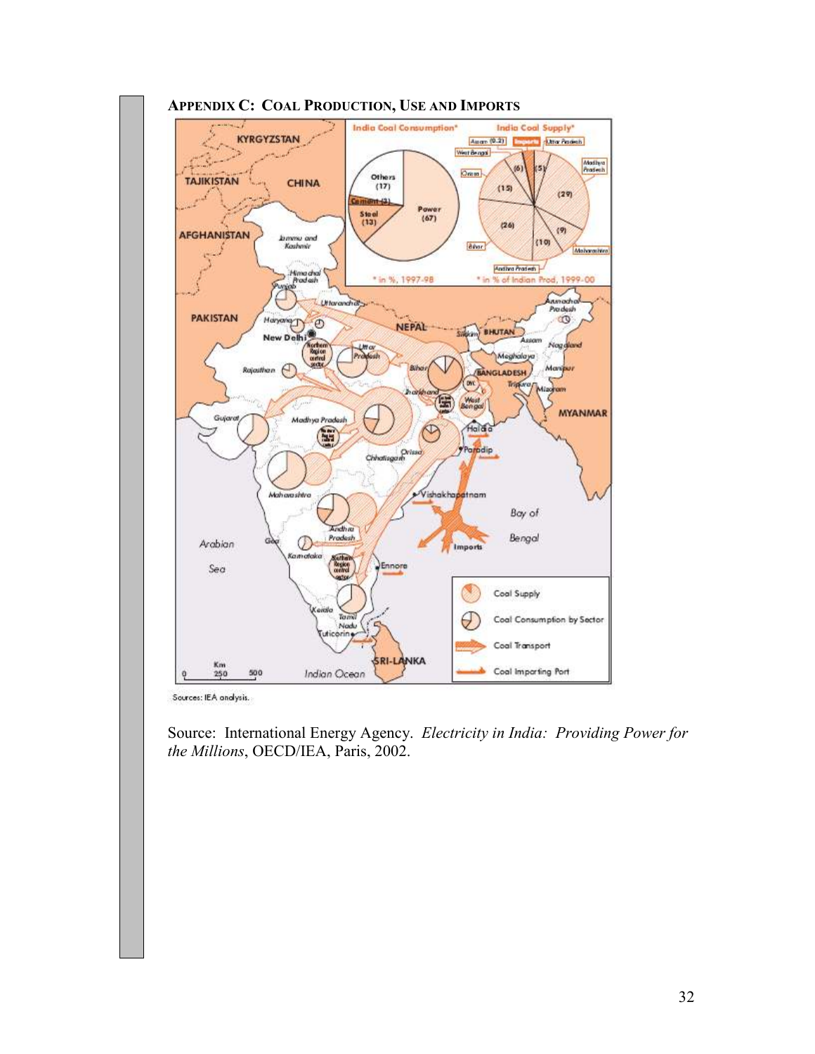## APPENDIX C: COAL PRODUCTION, USE AND IMPORTS

Source: International Energy Agency. *Electricity in India: Providing Power for the Millions*, OECD/IEA, Paris, 2002.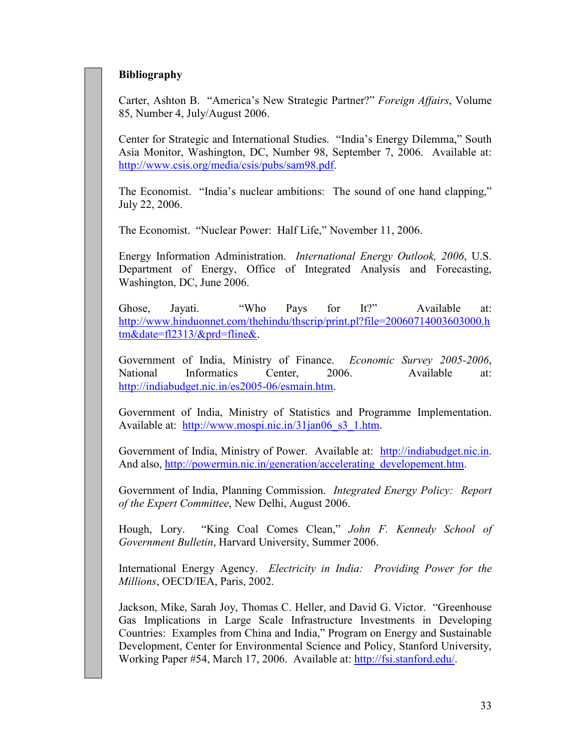**Bibliography**

Carter, Ashton B. "America's New Strategic Partner?" *Foreign Affairs*, Volume 85, Number 4, July/August 2006.

Center for Strategic and International Studies. "India's Energy Dilemma," South Asia Monitor, Washington, DC, Number 98, September 7, 2006. Available at: http://www.csis.org/media/csis/pubs/sam98.pdf.

The Economist. "India's nuclear ambitions: The sound of one hand clapping," July 22, 2006.

The Economist. "Nuclear Power: Half Life," November 11, 2006.

Energy Information Administration. *International Energy Outlook, 2006*, U.S. Department of Energy, Office of Integrated Analysis and Forecasting, Washington, DC, June 2006.

Ghose, Jayati. "Who Pays for It?" Available at: http://www.hinduonnet.com/thehindu/thscrip/print.pl?file=20060714003603000.htm&date=fl2313/&prd=fline&.

Government of India, Ministry of Finance. *Economic Survey 2005-2006*, National Informatics Center, 2006. Available at: http://indiabudget.nic.in/es2005-06/esmain.htm.

Government of India, Ministry of Statistics and Programme Implementation. Available at: http://www.mospi.nic.in/31jan06_s3_1.htm.

Government of India, Ministry of Power. Available at: http://indiabudget.nic.in. And also, http://powermin.nic.in/generation/accelerating_developement.htm.

Government of India, Planning Commission. *Integrated Energy Policy: Report of the Expert Committee*, New Delhi, August 2006.

Hough, Lory. "King Coal Comes Clean," *John F. Kennedy School of Government Bulletin*, Harvard University, Summer 2006.

International Energy Agency. *Electricity in India: Providing Power for the Millions*, OECD/IEA, Paris, 2002.

Jackson, Mike, Sarah Joy, Thomas C. Heller, and David G. Victor. "Greenhouse Gas Implications in Large Scale Infrastructure Investments in Developing Countries: Examples from China and India," Program on Energy and Sustainable Development, Center for Environmental Science and Policy, Stanford University, Working Paper #54, March 17, 2006. Available at: http://fsi.stanford.edu/.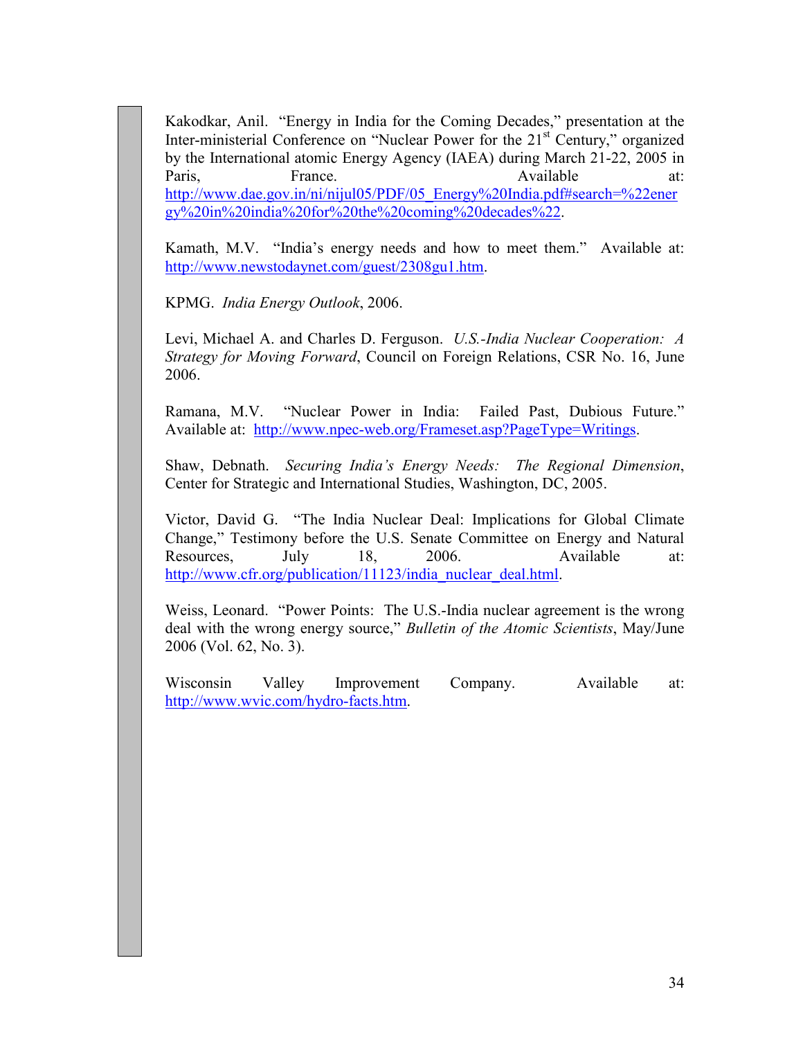Kakodkar, Anil. “Energy in India for the Coming Decades,” presentation at the Inter-ministerial Conference on “Nuclear Power for the 21st Century,” organized by the International atomic Energy Agency (IAEA) during March 21-22, 2005 in Paris, France. Available at: http://www.dae.gov.in/ni/nijul05/PDF/05_Energy%20India.pdf#search=%22energy%20in%20india%20for%20the%20coming%20decades%22.

Kamath, M.V. “India’s energy needs and how to meet them.” Available at: http://www.newstodaynet.com/guest/2308gu1.htm.

KPMG. *India Energy Outlook*, 2006.

Levi, Michael A. and Charles D. Ferguson. *U.S.-India Nuclear Cooperation: A Strategy for Moving Forward*, Council on Foreign Relations, CSR No. 16, June 2006.

Ramana, M.V. “Nuclear Power in India: Failed Past, Dubious Future.” Available at: http://www.npec-web.org/Frameset.asp?PageType=Writings.

Shaw, Debnath. *Securing India’s Energy Needs: The Regional Dimension*, Center for Strategic and International Studies, Washington, DC, 2005.

Victor, David G. “The India Nuclear Deal: Implications for Global Climate Change,” Testimony before the U.S. Senate Committee on Energy and Natural Resources, July 18, 2006. Available at: http://www.cfr.org/publication/11123/india_nuclear_deal.html.

Weiss, Leonard. “Power Points: The U.S.-India nuclear agreement is the wrong deal with the wrong energy source,” *Bulletin of the Atomic Scientists*, May/June 2006 (Vol. 62, No. 3).

Wisconsin Valley Improvement Company. Available at: http://www.wvic.com/hydro-facts.htm.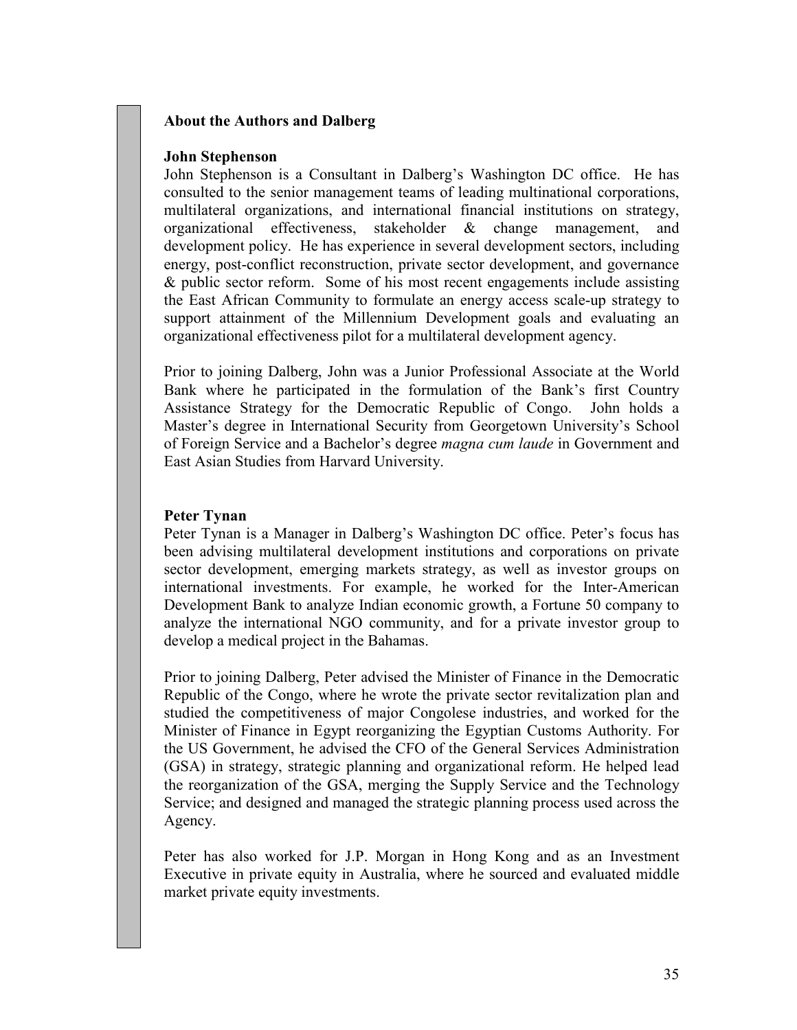## About the Authors and Dalberg

### John Stephenson

John Stephenson is a Consultant in Dalberg's Washington DC office. He has consulted to the senior management teams of leading multinational corporations, multilateral organizations, and international financial institutions on strategy, organizational effectiveness, stakeholder & change management, and development policy. He has experience in several development sectors, including energy, post-conflict reconstruction, private sector development, and governance & public sector reform. Some of his most recent engagements include assisting the East African Community to formulate an energy access scale-up strategy to support attainment of the Millennium Development goals and evaluating an organizational effectiveness pilot for a multilateral development agency.

Prior to joining Dalberg, John was a Junior Professional Associate at the World Bank where he participated in the formulation of the Bank's first Country Assistance Strategy for the Democratic Republic of Congo. John holds a Master's degree in International Security from Georgetown University's School of Foreign Service and a Bachelor's degree *magna cum laude* in Government and East Asian Studies from Harvard University.

### Peter Tynan

Peter Tynan is a Manager in Dalberg's Washington DC office. Peter's focus has been advising multilateral development institutions and corporations on private sector development, emerging markets strategy, as well as investor groups on international investments. For example, he worked for the Inter-American Development Bank to analyze Indian economic growth, a Fortune 50 company to analyze the international NGO community, and for a private investor group to develop a medical project in the Bahamas.

Prior to joining Dalberg, Peter advised the Minister of Finance in the Democratic Republic of the Congo, where he wrote the private sector revitalization plan and studied the competitiveness of major Congolese industries, and worked for the Minister of Finance in Egypt reorganizing the Egyptian Customs Authority. For the US Government, he advised the CFO of the General Services Administration (GSA) in strategy, strategic planning and organizational reform. He helped lead the reorganization of the GSA, merging the Supply Service and the Technology Service; and designed and managed the strategic planning process used across the Agency.

Peter has also worked for J.P. Morgan in Hong Kong and as an Investment Executive in private equity in Australia, where he sourced and evaluated middle market private equity investments.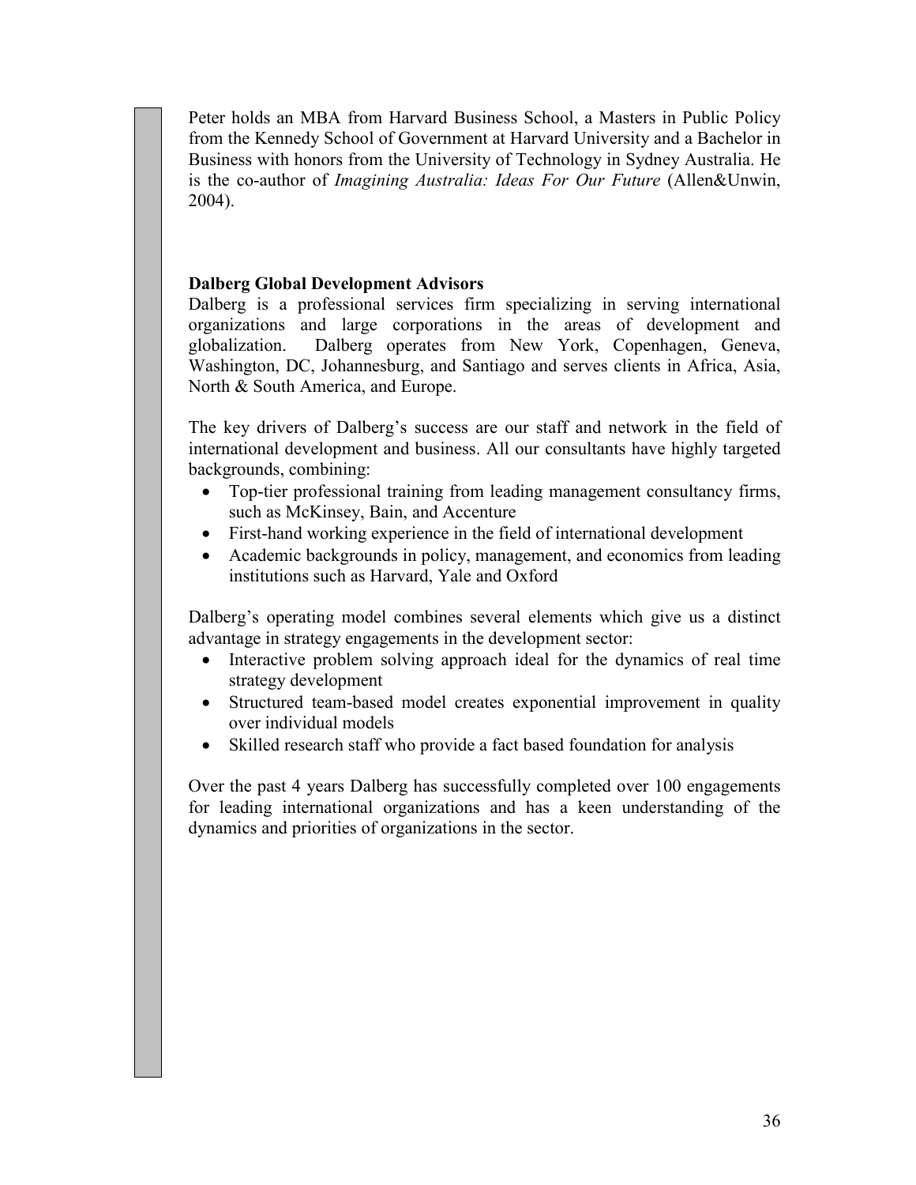Peter holds an MBA from Harvard Business School, a Masters in Public Policy from the Kennedy School of Government at Harvard University and a Bachelor in Business with honors from the University of Technology in Sydney Australia. He is the co-author of *Imagining Australia: Ideas For Our Future* (Allen&Unwin, 2004).

**Dalberg Global Development Advisors**

Dalberg is a professional services firm specializing in serving international organizations and large corporations in the areas of development and globalization. Dalberg operates from New York, Copenhagen, Geneva, Washington, DC, Johannesburg, and Santiago and serves clients in Africa, Asia, North & South America, and Europe.

The key drivers of Dalberg's success are our staff and network in the field of international development and business. All our consultants have highly targeted backgrounds, combining:

- Top-tier professional training from leading management consultancy firms, such as McKinsey, Bain, and Accenture
- First-hand working experience in the field of international development
- Academic backgrounds in policy, management, and economics from leading institutions such as Harvard, Yale and Oxford

Dalberg's operating model combines several elements which give us a distinct advantage in strategy engagements in the development sector:

- Interactive problem solving approach ideal for the dynamics of real time strategy development
- Structured team-based model creates exponential improvement in quality over individual models
- Skilled research staff who provide a fact based foundation for analysis

Over the past 4 years Dalberg has successfully completed over 100 engagements for leading international organizations and has a keen understanding of the dynamics and priorities of organizations in the sector.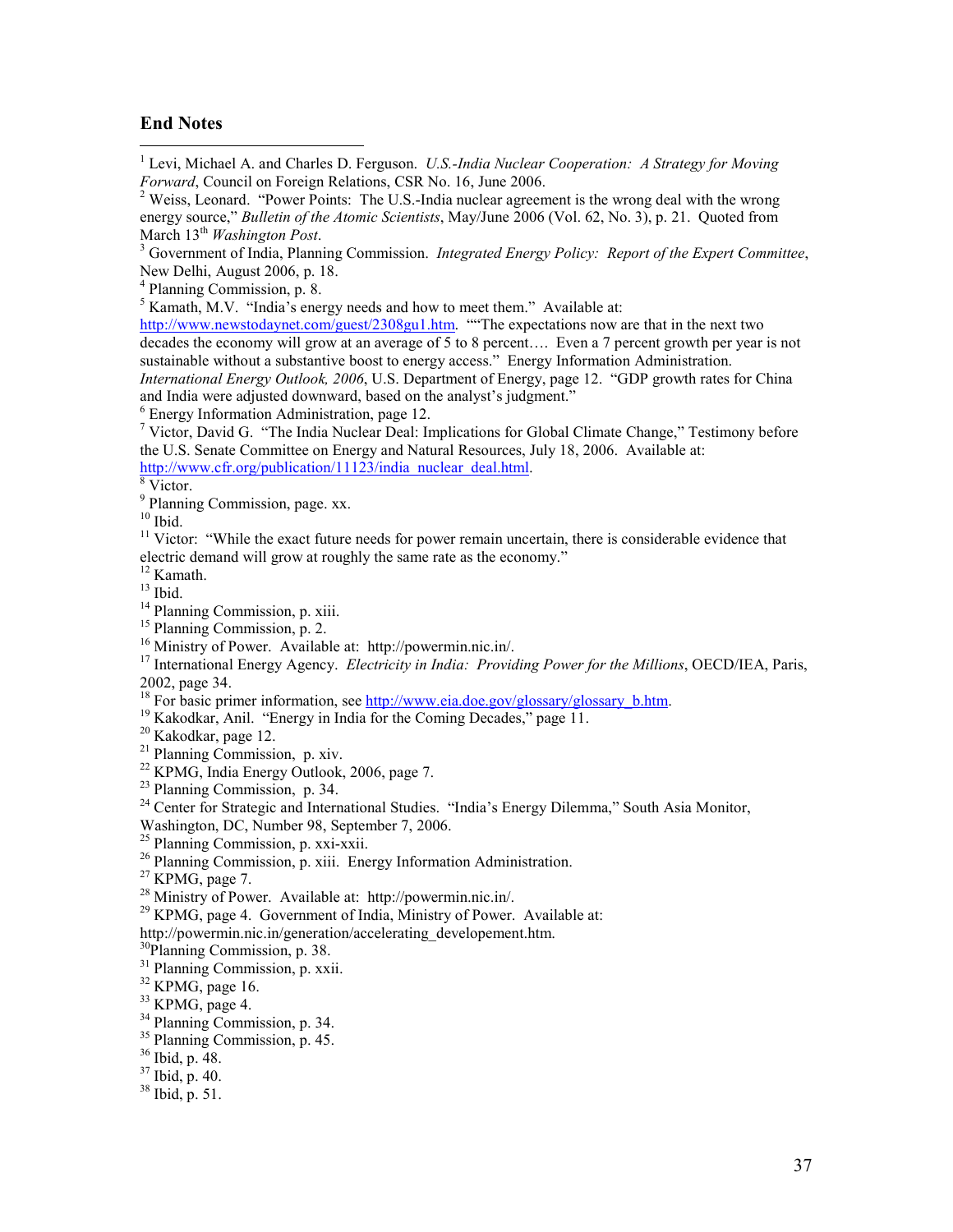## End Notes

[1] Levi, Michael A. and Charles D. Ferguson. *U.S.-India Nuclear Cooperation: A Strategy for Moving Forward*, Council on Foreign Relations, CSR No. 16, June 2006.

[2] Weiss, Leonard. "Power Points: The U.S.-India nuclear agreement is the wrong deal with the wrong energy source," *Bulletin of the Atomic Scientists*, May/June 2006 (Vol. 62, No. 3), p. 21. Quoted from March 13th *Washington Post*.

[3] Government of India, Planning Commission. *Integrated Energy Policy: Report of the Expert Committee*, New Delhi, August 2006, p. 18.

[4] Planning Commission, p. 8.

[5] Kamath, M.V. "India's energy needs and how to meet them." Available at: http://www.newstodaynet.com/guest/2308gu1.htm. ""The expectations now are that in the next two decades the economy will grow at an average of 5 to 8 percent…. Even a 7 percent growth per year is not sustainable without a substantive boost to energy access." Energy Information Administration. *International Energy Outlook, 2006*, U.S. Department of Energy, page 12. "GDP growth rates for China and India were adjusted downward, based on the analyst's judgment."

[6] Energy Information Administration, page 12.

[7] Victor, David G. "The India Nuclear Deal: Implications for Global Climate Change," Testimony before the U.S. Senate Committee on Energy and Natural Resources, July 18, 2006. Available at: http://www.cfr.org/publication/11123/india_nuclear_deal.html.

[8] Victor.

[9] Planning Commission, page. xx.

[10] Ibid.

[11] Victor: "While the exact future needs for power remain uncertain, there is considerable evidence that electric demand will grow at roughly the same rate as the economy."

[12] Kamath.

[13] Ibid.

[14] Planning Commission, p. xiii.

[15] Planning Commission, p. 2.

[16] Ministry of Power. Available at: http://powermin.nic.in/.

[17] International Energy Agency. *Electricity in India: Providing Power for the Millions*, OECD/IEA, Paris, 2002, page 34.

[18] For basic primer information, see http://www.eia.doe.gov/glossary/glossary_b.htm.

[19] Kakodkar, Anil. "Energy in India for the Coming Decades," page 11.

[20] Kakodkar, page 12.

[21] Planning Commission, p. xiv.

[22] KPMG, India Energy Outlook, 2006, page 7.

[23] Planning Commission, p. 34.

[24] Center for Strategic and International Studies. "India's Energy Dilemma," South Asia Monitor, Washington, DC, Number 98, September 7, 2006.

[25] Planning Commission, p. xxi-xxii.

[26] Planning Commission, p. xiii. Energy Information Administration.

[27] KPMG, page 7.

[28] Ministry of Power. Available at: http://powermin.nic.in/.

[29] KPMG, page 4. Government of India, Ministry of Power. Available at: http://powermin.nic.in/generation/accelerating_developement.htm.

[30] Planning Commission, p. 38.

[31] Planning Commission, p. xxii.

[32] KPMG, page 16.

[33] KPMG, page 4.

[34] Planning Commission, p. 34.

[35] Planning Commission, p. 45.

[36] Ibid, p. 48.

[37] Ibid, p. 40.

[38] Ibid, p. 51.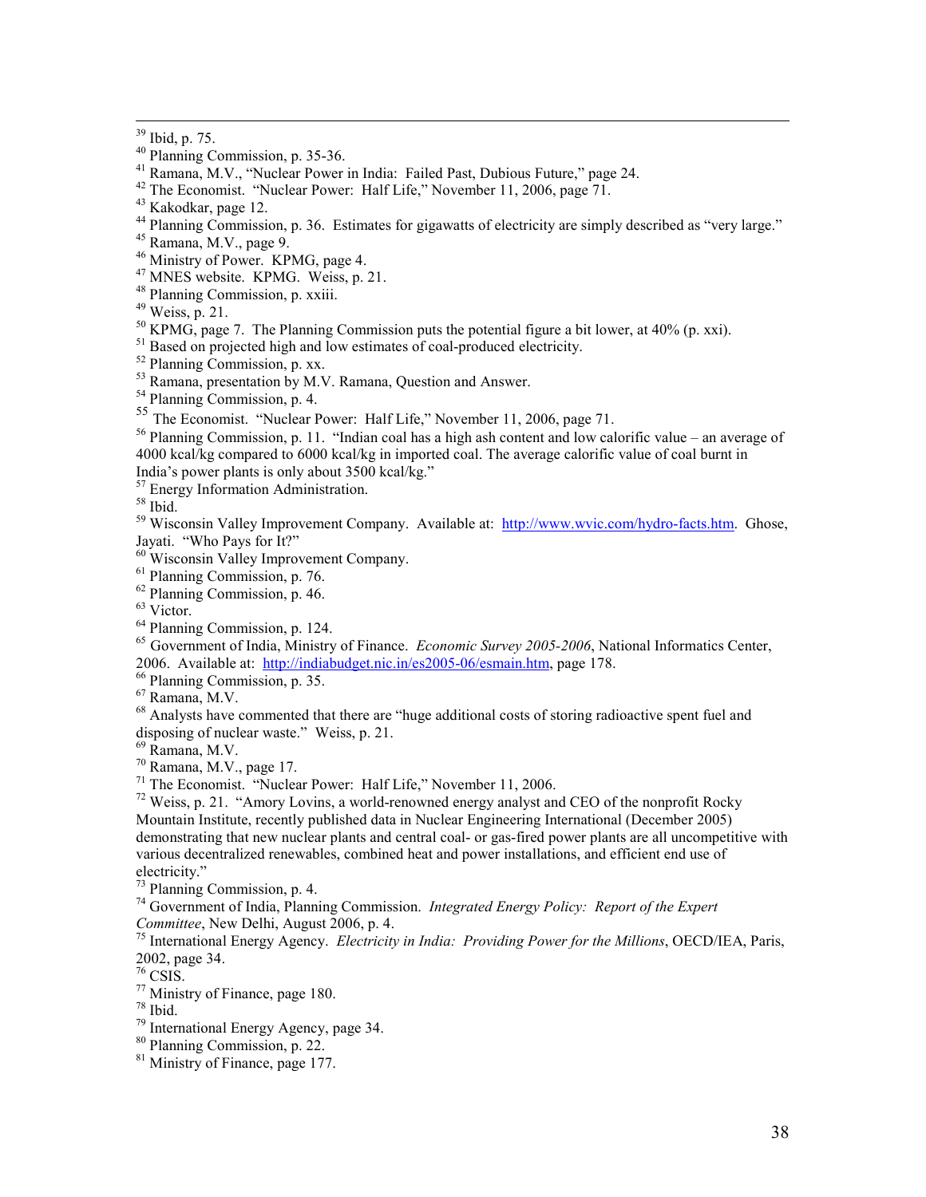[39] Ibid, p. 75.
[40] Planning Commission, p. 35-36.
[41] Ramana, M.V., "Nuclear Power in India: Failed Past, Dubious Future," page 24.
[42] The Economist. "Nuclear Power: Half Life," November 11, 2006, page 71.
[43] Kakodkar, page 12.
[44] Planning Commission, p. 36. Estimates for gigawatts of electricity are simply described as "very large."
[45] Ramana, M.V., page 9.
[46] Ministry of Power. KPMG, page 4.
[47] MNES website. KPMG. Weiss, p. 21.
[48] Planning Commission, p. xxiii.
[49] Weiss, p. 21.
[50] KPMG, page 7. The Planning Commission puts the potential figure a bit lower, at 40% (p. xxi).
[51] Based on projected high and low estimates of coal-produced electricity.
[52] Planning Commission, p. xx.
[53] Ramana, presentation by M.V. Ramana, Question and Answer.
[54] Planning Commission, p. 4.
[55] The Economist. "Nuclear Power: Half Life," November 11, 2006, page 71.
[56] Planning Commission, p. 11. "Indian coal has a high ash content and low calorific value – an average of 4000 kcal/kg compared to 6000 kcal/kg in imported coal. The average calorific value of coal burnt in India's power plants is only about 3500 kcal/kg."
[57] Energy Information Administration.
[58] Ibid.
[59] Wisconsin Valley Improvement Company. Available at: http://www.wvic.com/hydro-facts.htm. Ghose, Jayati. "Who Pays for It?"
[60] Wisconsin Valley Improvement Company.
[61] Planning Commission, p. 76.
[62] Planning Commission, p. 46.
[63] Victor.
[64] Planning Commission, p. 124.
[65] Government of India, Ministry of Finance. *Economic Survey 2005-2006*, National Informatics Center, 2006. Available at: http://indiabudget.nic.in/es2005-06/esmain.htm, page 178.
[66] Planning Commission, p. 35.
[67] Ramana, M.V.
[68] Analysts have commented that there are "huge additional costs of storing radioactive spent fuel and disposing of nuclear waste." Weiss, p. 21.
[69] Ramana, M.V.
[70] Ramana, M.V., page 17.
[71] The Economist. "Nuclear Power: Half Life," November 11, 2006.
[72] Weiss, p. 21. "Amory Lovins, a world-renowned energy analyst and CEO of the nonprofit Rocky Mountain Institute, recently published data in Nuclear Engineering International (December 2005) demonstrating that new nuclear plants and central coal- or gas-fired power plants are all uncompetitive with various decentralized renewables, combined heat and power installations, and efficient end use of electricity."
[73] Planning Commission, p. 4.
[74] Government of India, Planning Commission. *Integrated Energy Policy: Report of the Expert Committee*, New Delhi, August 2006, p. 4.
[75] International Energy Agency. *Electricity in India: Providing Power for the Millions*, OECD/IEA, Paris, 2002, page 34.
[76] CSIS.
[77] Ministry of Finance, page 180.
[78] Ibid.
[79] International Energy Agency, page 34.
[80] Planning Commission, p. 22.
[81] Ministry of Finance, page 177.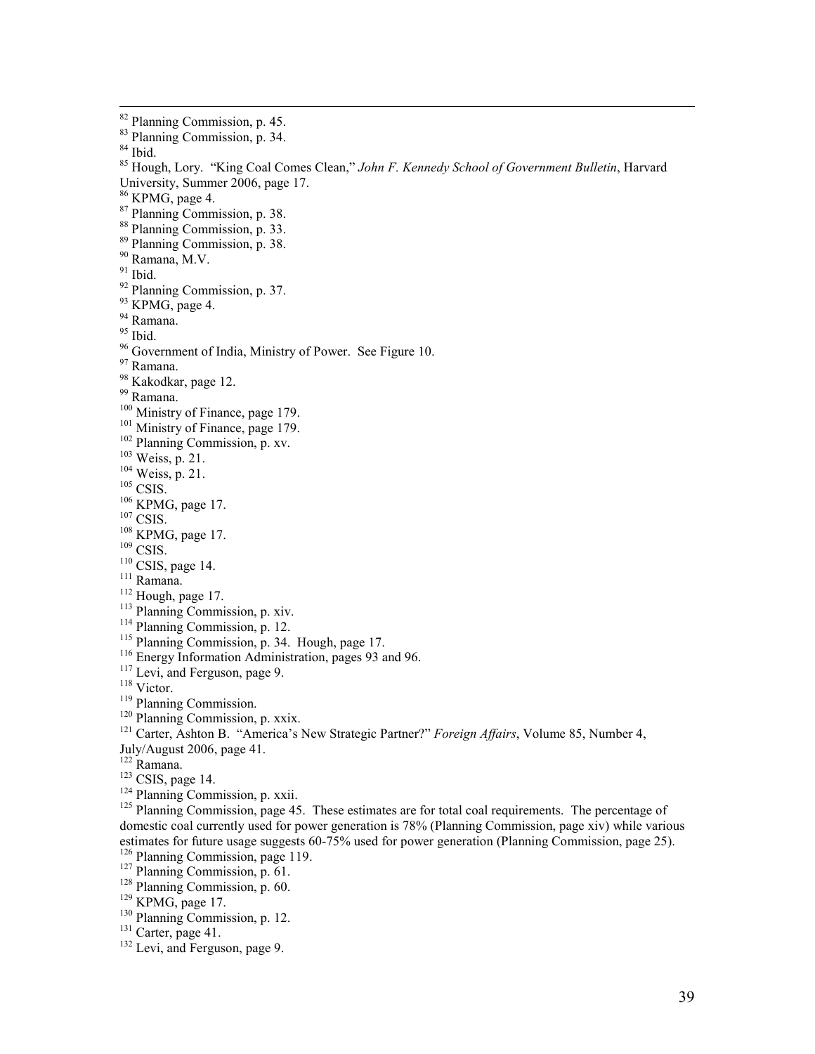[82] Planning Commission, p. 45.
[83] Planning Commission, p. 34.
[84] Ibid.
[85] Hough, Lory. "King Coal Comes Clean," *John F. Kennedy School of Government Bulletin*, Harvard University, Summer 2006, page 17.
[86] KPMG, page 4.
[87] Planning Commission, p. 38.
[88] Planning Commission, p. 33.
[89] Planning Commission, p. 38.
[90] Ramana, M.V.
[91] Ibid.
[92] Planning Commission, p. 37.
[93] KPMG, page 4.
[94] Ramana.
[95] Ibid.
[96] Government of India, Ministry of Power. See Figure 10.
[97] Ramana.
[98] Kakodkar, page 12.
[99] Ramana.
[100] Ministry of Finance, page 179.
[101] Ministry of Finance, page 179.
[102] Planning Commission, p. xv.
[103] Weiss, p. 21.
[104] Weiss, p. 21.
[105] CSIS.
[106] KPMG, page 17.
[107] CSIS.
[108] KPMG, page 17.
[109] CSIS.
[110] CSIS, page 14.
[111] Ramana.
[112] Hough, page 17.
[113] Planning Commission, p. xiv.
[114] Planning Commission, p. 12.
[115] Planning Commission, p. 34. Hough, page 17.
[116] Energy Information Administration, pages 93 and 96.
[117] Levi, and Ferguson, page 9.
[118] Victor.
[119] Planning Commission.
[120] Planning Commission, p. xxix.
[121] Carter, Ashton B. "America's New Strategic Partner?" *Foreign Affairs*, Volume 85, Number 4, July/August 2006, page 41.
[122] Ramana.
[123] CSIS, page 14.
[124] Planning Commission, p. xxii.
[125] Planning Commission, page 45. These estimates are for total coal requirements. The percentage of domestic coal currently used for power generation is 78% (Planning Commission, page xiv) while various estimates for future usage suggests 60-75% used for power generation (Planning Commission, page 25).
[126] Planning Commission, page 119.
[127] Planning Commission, p. 61.
[128] Planning Commission, p. 60.
[129] KPMG, page 17.
[130] Planning Commission, p. 12.
[131] Carter, page 41.
[132] Levi, and Ferguson, page 9.